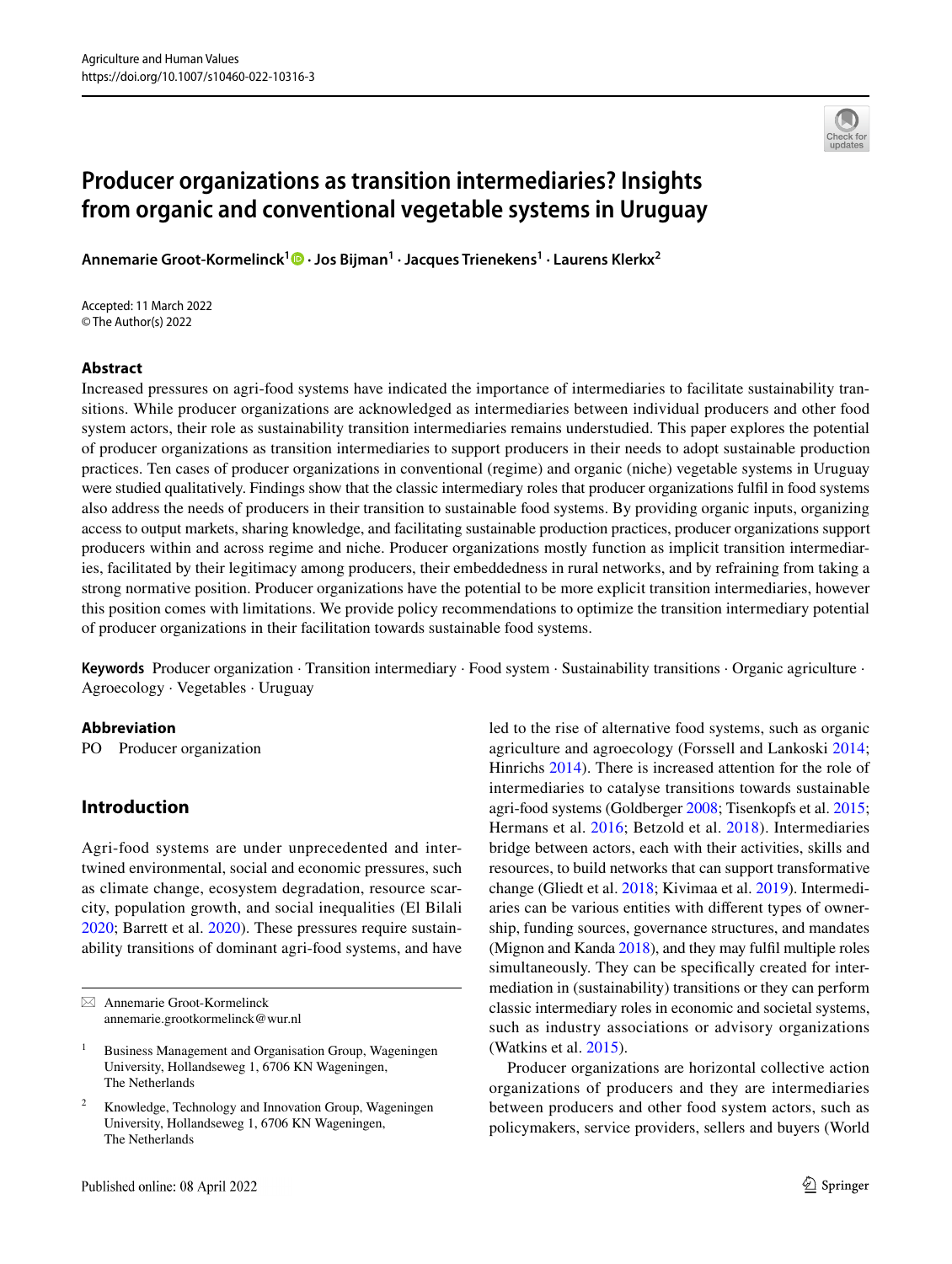# Producer organizations as transition intermediaries? Insights from organic and conventional vegetable systems in Uruguay

**Annemarie Groot-Kormelinck[1] · Jos Bijman[1] · Jacques Trienekens[1] · Laurens Klerkx[2]**

Accepted: 11 March 2022
© The Author(s) 2022

## Abstract

Increased pressures on agri-food systems have indicated the importance of intermediaries to facilitate sustainability transitions. While producer organizations are acknowledged as intermediaries between individual producers and other food system actors, their role as sustainability transition intermediaries remains understudied. This paper explores the potential of producer organizations as transition intermediaries to support producers in their needs to adopt sustainable production practices. Ten cases of producer organizations in conventional (regime) and organic (niche) vegetable systems in Uruguay were studied qualitatively. Findings show that the classic intermediary roles that producer organizations fulfil in food systems also address the needs of producers in their transition to sustainable food systems. By providing organic inputs, organizing access to output markets, sharing knowledge, and facilitating sustainable production practices, producer organizations support producers within and across regime and niche. Producer organizations mostly function as implicit transition intermediaries, facilitated by their legitimacy among producers, their embeddedness in rural networks, and by refraining from taking a strong normative position. Producer organizations have the potential to be more explicit transition intermediaries, however this position comes with limitations. We provide policy recommendations to optimize the transition intermediary potential of producer organizations in their facilitation towards sustainable food systems.

**Keywords** Producer organization · Transition intermediary · Food system · Sustainability transitions · Organic agriculture · Agroecology · Vegetables · Uruguay

## Abbreviation

PO Producer organization

## Introduction

Agri-food systems are under unprecedented and intertwined environmental, social and economic pressures, such as climate change, ecosystem degradation, resource scarcity, population growth, and social inequalities (El Bilali 2020; Barrett et al. 2020). These pressures require sustainability transitions of dominant agri-food systems, and have led to the rise of alternative food systems, such as organic agriculture and agroecology (Forssell and Lankoski 2014; Hinrichs 2014). There is increased attention for the role of intermediaries to catalyse transitions towards sustainable agri-food systems (Goldberger 2008; Tisenkopfs et al. 2015; Hermans et al. 2016; Betzold et al. 2018). Intermediaries bridge between actors, each with their activities, skills and resources, to build networks that can support transformative change (Gliedt et al. 2018; Kivimaa et al. 2019). Intermediaries can be various entities with different types of ownership, funding sources, governance structures, and mandates (Mignon and Kanda 2018), and they may fulfil multiple roles simultaneously. They can be specifically created for intermediation in (sustainability) transitions or they can perform classic intermediary roles in economic and societal systems, such as industry associations or advisory organizations (Watkins et al. 2015).

Producer organizations are horizontal collective action organizations of producers and they are intermediaries between producers and other food system actors, such as policymakers, service providers, sellers and buyers (World

✉ Annemarie Groot-Kormelinck
annemarie.grootkormelinck@wur.nl

[1] Business Management and Organisation Group, Wageningen University, Hollandseweg 1, 6706 KN Wageningen, The Netherlands

[2] Knowledge, Technology and Innovation Group, Wageningen University, Hollandseweg 1, 6706 KN Wageningen, The Netherlands

Published online: 08 April 2022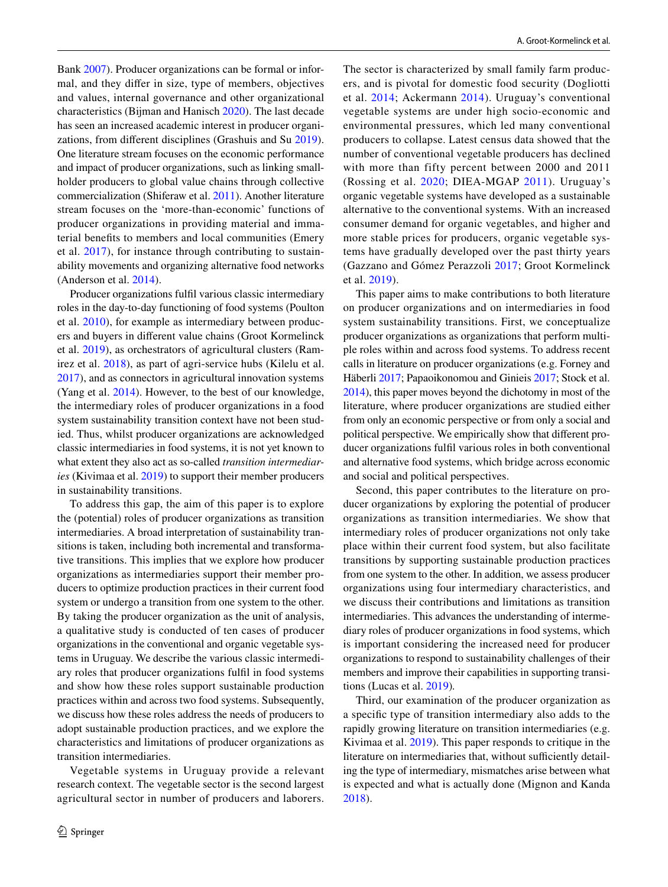Bank 2007). Producer organizations can be formal or informal, and they differ in size, type of members, objectives and values, internal governance and other organizational characteristics (Bijman and Hanisch 2020). The last decade has seen an increased academic interest in producer organizations, from different disciplines (Grashuis and Su 2019). One literature stream focuses on the economic performance and impact of producer organizations, such as linking smallholder producers to global value chains through collective commercialization (Shiferaw et al. 2011). Another literature stream focuses on the 'more-than-economic' functions of producer organizations in providing material and immaterial benefits to members and local communities (Emery et al. 2017), for instance through contributing to sustainability movements and organizing alternative food networks (Anderson et al. 2014).

Producer organizations fulfil various classic intermediary roles in the day-to-day functioning of food systems (Poulton et al. 2010), for example as intermediary between producers and buyers in different value chains (Groot Kormelinck et al. 2019), as orchestrators of agricultural clusters (Ramirez et al. 2018), as part of agri-service hubs (Kilelu et al. 2017), and as connectors in agricultural innovation systems (Yang et al. 2014). However, to the best of our knowledge, the intermediary roles of producer organizations in a food system sustainability transition context have not been studied. Thus, whilst producer organizations are acknowledged classic intermediaries in food systems, it is not yet known to what extent they also act as so-called *transition intermediaries* (Kivimaa et al. 2019) to support their member producers in sustainability transitions.

To address this gap, the aim of this paper is to explore the (potential) roles of producer organizations as transition intermediaries. A broad interpretation of sustainability transitions is taken, including both incremental and transformative transitions. This implies that we explore how producer organizations as intermediaries support their member producers to optimize production practices in their current food system or undergo a transition from one system to the other. By taking the producer organization as the unit of analysis, a qualitative study is conducted of ten cases of producer organizations in the conventional and organic vegetable systems in Uruguay. We describe the various classic intermediary roles that producer organizations fulfil in food systems and show how these roles support sustainable production practices within and across two food systems. Subsequently, we discuss how these roles address the needs of producers to adopt sustainable production practices, and we explore the characteristics and limitations of producer organizations as transition intermediaries.

Vegetable systems in Uruguay provide a relevant research context. The vegetable sector is the second largest agricultural sector in number of producers and laborers. The sector is characterized by small family farm producers, and is pivotal for domestic food security (Dogliotti et al. 2014; Ackermann 2014). Uruguay's conventional vegetable systems are under high socio-economic and environmental pressures, which led many conventional producers to collapse. Latest census data showed that the number of conventional vegetable producers has declined with more than fifty percent between 2000 and 2011 (Rossing et al. 2020; DIEA-MGAP 2011). Uruguay's organic vegetable systems have developed as a sustainable alternative to the conventional systems. With an increased consumer demand for organic vegetables, and higher and more stable prices for producers, organic vegetable systems have gradually developed over the past thirty years (Gazzano and Gómez Perazzoli 2017; Groot Kormelinck et al. 2019).

This paper aims to make contributions to both literature on producer organizations and on intermediaries in food system sustainability transitions. First, we conceptualize producer organizations as organizations that perform multiple roles within and across food systems. To address recent calls in literature on producer organizations (e.g. Forney and Häberli 2017; Papaoikonomou and Ginieis 2017; Stock et al. 2014), this paper moves beyond the dichotomy in most of the literature, where producer organizations are studied either from only an economic perspective or from only a social and political perspective. We empirically show that different producer organizations fulfil various roles in both conventional and alternative food systems, which bridge across economic and social and political perspectives.

Second, this paper contributes to the literature on producer organizations by exploring the potential of producer organizations as transition intermediaries. We show that intermediary roles of producer organizations not only take place within their current food system, but also facilitate transitions by supporting sustainable production practices from one system to the other. In addition, we assess producer organizations using four intermediary characteristics, and we discuss their contributions and limitations as transition intermediaries. This advances the understanding of intermediary roles of producer organizations in food systems, which is important considering the increased need for producer organizations to respond to sustainability challenges of their members and improve their capabilities in supporting transitions (Lucas et al. 2019).

Third, our examination of the producer organization as a specific type of transition intermediary also adds to the rapidly growing literature on transition intermediaries (e.g. Kivimaa et al. 2019). This paper responds to critique in the literature on intermediaries that, without sufficiently detailing the type of intermediary, mismatches arise between what is expected and what is actually done (Mignon and Kanda 2018).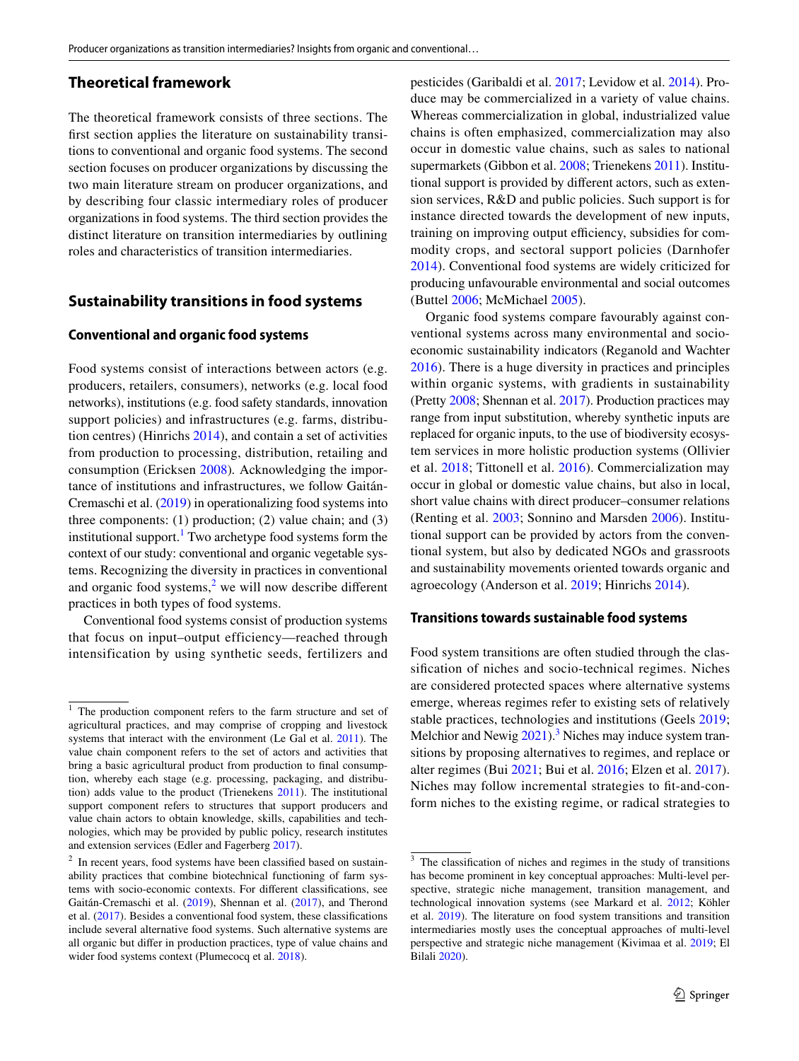## Theoretical framework

The theoretical framework consists of three sections. The first section applies the literature on sustainability transitions to conventional and organic food systems. The second section focuses on producer organizations by discussing the two main literature stream on producer organizations, and by describing four classic intermediary roles of producer organizations in food systems. The third section provides the distinct literature on transition intermediaries by outlining roles and characteristics of transition intermediaries.

## Sustainability transitions in food systems

### Conventional and organic food systems

Food systems consist of interactions between actors (e.g. producers, retailers, consumers), networks (e.g. local food networks), institutions (e.g. food safety standards, innovation support policies) and infrastructures (e.g. farms, distribution centres) (Hinrichs 2014), and contain a set of activities from production to processing, distribution, retailing and consumption (Ericksen 2008). Acknowledging the importance of institutions and infrastructures, we follow Gaitán-Cremaschi et al. (2019) in operationalizing food systems into three components: (1) production; (2) value chain; and (3) institutional support.[1] Two archetype food systems form the context of our study: conventional and organic vegetable systems. Recognizing the diversity in practices in conventional and organic food systems,[2] we will now describe different practices in both types of food systems.

Conventional food systems consist of production systems that focus on input–output efficiency—reached through intensification by using synthetic seeds, fertilizers and pesticides (Garibaldi et al. 2017; Levidow et al. 2014). Produce may be commercialized in a variety of value chains. Whereas commercialization in global, industrialized value chains is often emphasized, commercialization may also occur in domestic value chains, such as sales to national supermarkets (Gibbon et al. 2008; Trienekens 2011). Institutional support is provided by different actors, such as extension services, R&D and public policies. Such support is for instance directed towards the development of new inputs, training on improving output efficiency, subsidies for commodity crops, and sectoral support policies (Darnhofer 2014). Conventional food systems are widely criticized for producing unfavourable environmental and social outcomes (Buttel 2006; McMichael 2005).

Organic food systems compare favourably against conventional systems across many environmental and socio-economic sustainability indicators (Reganold and Wachter 2016). There is a huge diversity in practices and principles within organic systems, with gradients in sustainability (Pretty 2008; Shennan et al. 2017). Production practices may range from input substitution, whereby synthetic inputs are replaced for organic inputs, to the use of biodiversity ecosystem services in more holistic production systems (Ollivier et al. 2018; Tittonell et al. 2016). Commercialization may occur in global or domestic value chains, but also in local, short value chains with direct producer–consumer relations (Renting et al. 2003; Sonnino and Marsden 2006). Institutional support can be provided by actors from the conventional system, but also by dedicated NGOs and grassroots and sustainability movements oriented towards organic and agroecology (Anderson et al. 2019; Hinrichs 2014).

### Transitions towards sustainable food systems

Food system transitions are often studied through the classification of niches and socio-technical regimes. Niches are considered protected spaces where alternative systems emerge, whereas regimes refer to existing sets of relatively stable practices, technologies and institutions (Geels 2019; Melchior and Newig 2021).[3] Niches may induce system transitions by proposing alternatives to regimes, and replace or alter regimes (Bui 2021; Bui et al. 2016; Elzen et al. 2017). Niches may follow incremental strategies to fit-and-conform niches to the existing regime, or radical strategies to

---

[1] The production component refers to the farm structure and set of agricultural practices, and may comprise of cropping and livestock systems that interact with the environment (Le Gal et al. 2011). The value chain component refers to the set of actors and activities that bring a basic agricultural product from production to final consumption, whereby each stage (e.g. processing, packaging, and distribution) adds value to the product (Trienekens 2011). The institutional support component refers to structures that support producers and value chain actors to obtain knowledge, skills, capabilities and technologies, which may be provided by public policy, research institutes and extension services (Edler and Fagerberg 2017).

[2] In recent years, food systems have been classified based on sustainability practices that combine biotechnical functioning of farm systems with socio-economic contexts. For different classifications, see Gaitán-Cremaschi et al. (2019), Shennan et al. (2017), and Therond et al. (2017). Besides a conventional food system, these classifications include several alternative food systems. Such alternative systems are all organic but differ in production practices, type of value chains and wider food systems context (Plumecocq et al. 2018).

[3] The classification of niches and regimes in the study of transitions has become prominent in key conceptual approaches: Multi-level perspective, strategic niche management, transition management, and technological innovation systems (see Markard et al. 2012; Köhler et al. 2019). The literature on food system transitions and transition intermediaries mostly uses the conceptual approaches of multi-level perspective and strategic niche management (Kivimaa et al. 2019; El Bilali 2020).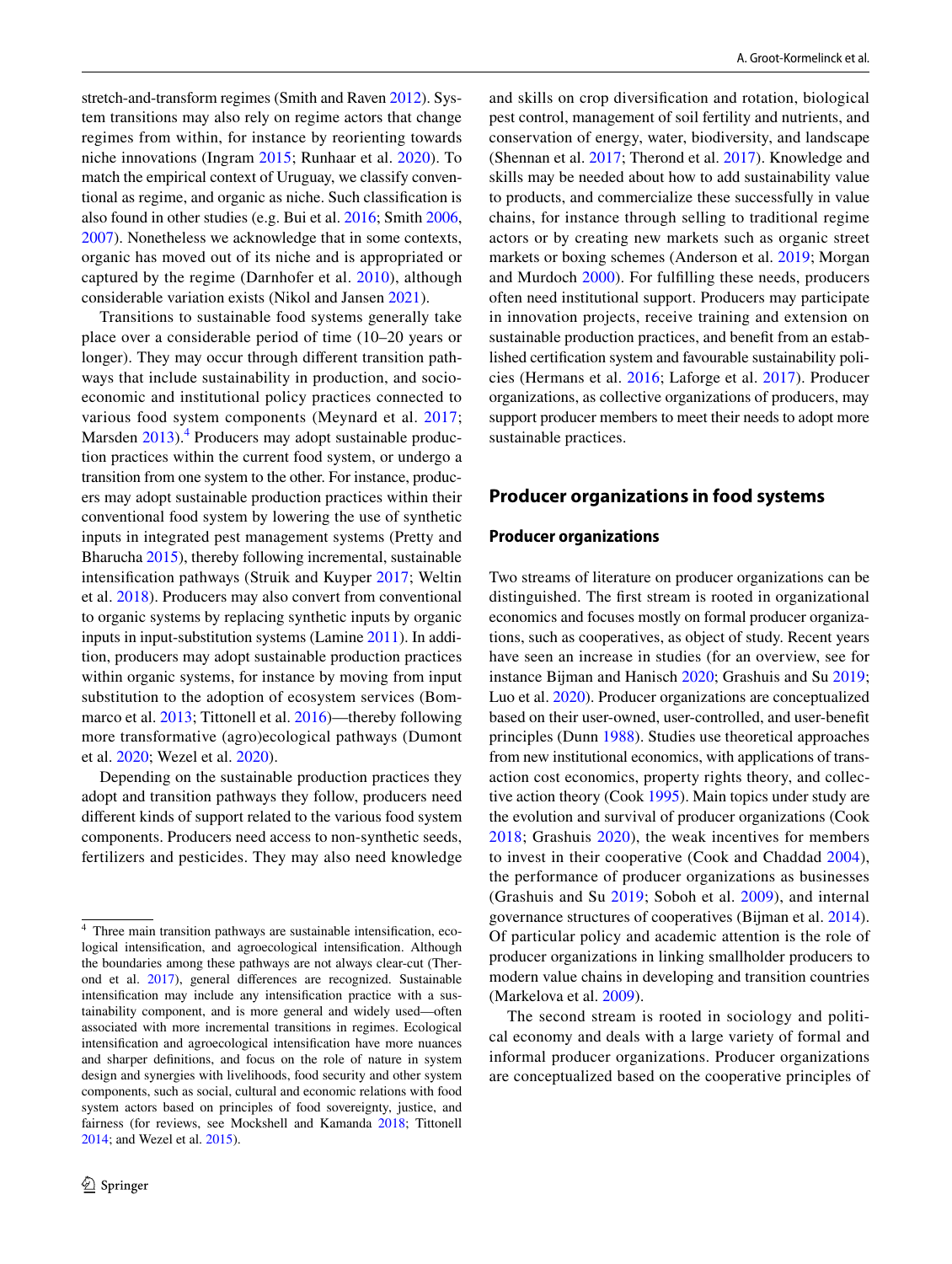stretch-and-transform regimes (Smith and Raven 2012). System transitions may also rely on regime actors that change regimes from within, for instance by reorienting towards niche innovations (Ingram 2015; Runhaar et al. 2020). To match the empirical context of Uruguay, we classify conventional as regime, and organic as niche. Such classification is also found in other studies (e.g. Bui et al. 2016; Smith 2006, 2007). Nonetheless we acknowledge that in some contexts, organic has moved out of its niche and is appropriated or captured by the regime (Darnhofer et al. 2010), although considerable variation exists (Nikol and Jansen 2021).

Transitions to sustainable food systems generally take place over a considerable period of time (10–20 years or longer). They may occur through different transition pathways that include sustainability in production, and socio-economic and institutional policy practices connected to various food system components (Meynard et al. 2017; Marsden 2013).[4] Producers may adopt sustainable production practices within the current food system, or undergo a transition from one system to the other. For instance, producers may adopt sustainable production practices within their conventional food system by lowering the use of synthetic inputs in integrated pest management systems (Pretty and Bharucha 2015), thereby following incremental, sustainable intensification pathways (Struik and Kuyper 2017; Weltin et al. 2018). Producers may also convert from conventional to organic systems by replacing synthetic inputs by organic inputs in input-substitution systems (Lamine 2011). In addition, producers may adopt sustainable production practices within organic systems, for instance by moving from input substitution to the adoption of ecosystem services (Bommarco et al. 2013; Tittonell et al. 2016)—thereby following more transformative (agro)ecological pathways (Dumont et al. 2020; Wezel et al. 2020).

Depending on the sustainable production practices they adopt and transition pathways they follow, producers need different kinds of support related to the various food system components. Producers need access to non-synthetic seeds, fertilizers and pesticides. They may also need knowledge and skills on crop diversification and rotation, biological pest control, management of soil fertility and nutrients, and conservation of energy, water, biodiversity, and landscape (Shennan et al. 2017; Therond et al. 2017). Knowledge and skills may be needed about how to add sustainability value to products, and commercialize these successfully in value chains, for instance through selling to traditional regime actors or by creating new markets such as organic street markets or boxing schemes (Anderson et al. 2019; Morgan and Murdoch 2000). For fulfilling these needs, producers often need institutional support. Producers may participate in innovation projects, receive training and extension on sustainable production practices, and benefit from an established certification system and favourable sustainability policies (Hermans et al. 2016; Laforge et al. 2017). Producer organizations, as collective organizations of producers, may support producer members to meet their needs to adopt more sustainable practices.

## Producer organizations in food systems

### Producer organizations

Two streams of literature on producer organizations can be distinguished. The first stream is rooted in organizational economics and focuses mostly on formal producer organizations, such as cooperatives, as object of study. Recent years have seen an increase in studies (for an overview, see for instance Bijman and Hanisch 2020; Grashuis and Su 2019; Luo et al. 2020). Producer organizations are conceptualized based on their user-owned, user-controlled, and user-benefit principles (Dunn 1988). Studies use theoretical approaches from new institutional economics, with applications of transaction cost economics, property rights theory, and collective action theory (Cook 1995). Main topics under study are the evolution and survival of producer organizations (Cook 2018; Grashuis 2020), the weak incentives for members to invest in their cooperative (Cook and Chaddad 2004), the performance of producer organizations as businesses (Grashuis and Su 2019; Soboh et al. 2009), and internal governance structures of cooperatives (Bijman et al. 2014). Of particular policy and academic attention is the role of producer organizations in linking smallholder producers to modern value chains in developing and transition countries (Markelova et al. 2009).

The second stream is rooted in sociology and political economy and deals with a large variety of formal and informal producer organizations. Producer organizations are conceptualized based on the cooperative principles of

[4] Three main transition pathways are sustainable intensification, ecological intensification, and agroecological intensification. Although the boundaries among these pathways are not always clear-cut (Therond et al. 2017), general differences are recognized. Sustainable intensification may include any intensification practice with a sustainability component, and is more general and widely used—often associated with more incremental transitions in regimes. Ecological intensification and agroecological intensification have more nuances and sharper definitions, and focus on the role of nature in system design and synergies with livelihoods, food security and other system components, such as social, cultural and economic relations with food system actors based on principles of food sovereignty, justice, and fairness (for reviews, see Mockshell and Kamanda 2018; Tittonell 2014; and Wezel et al. 2015).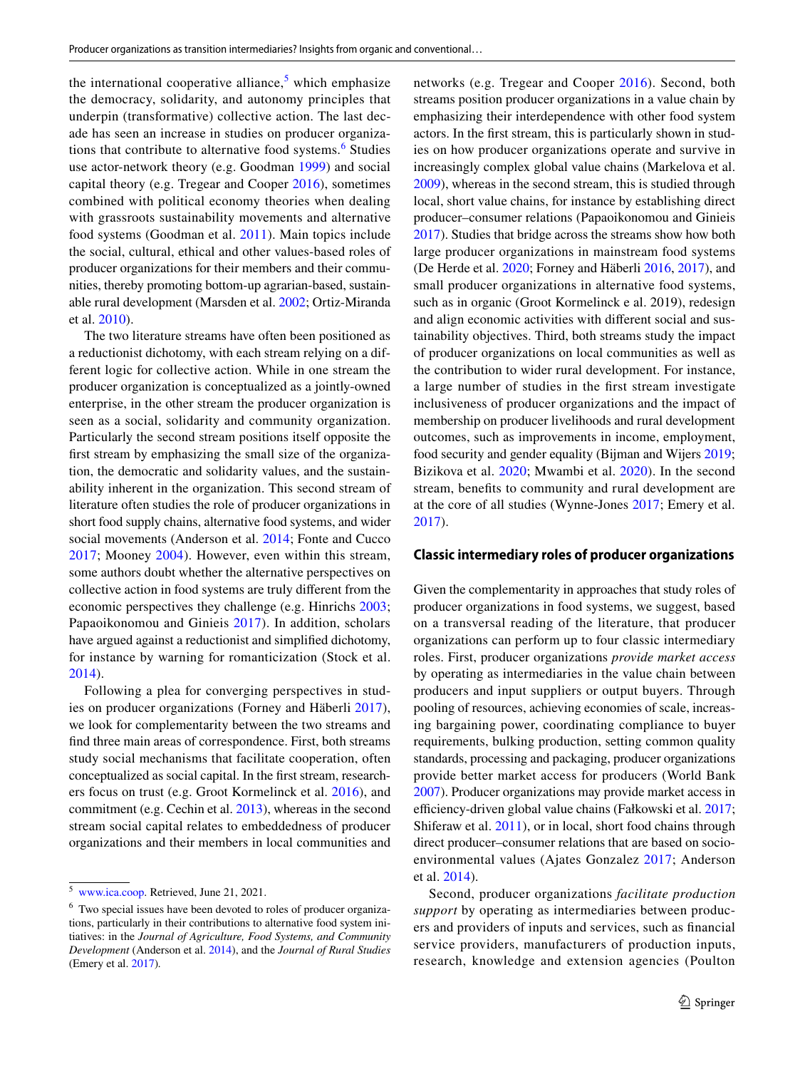the international cooperative alliance,[5] which emphasize the democracy, solidarity, and autonomy principles that underpin (transformative) collective action. The last decade has seen an increase in studies on producer organizations that contribute to alternative food systems.[6] Studies use actor-network theory (e.g. Goodman 1999) and social capital theory (e.g. Tregear and Cooper 2016), sometimes combined with political economy theories when dealing with grassroots sustainability movements and alternative food systems (Goodman et al. 2011). Main topics include the social, cultural, ethical and other values-based roles of producer organizations for their members and their communities, thereby promoting bottom-up agrarian-based, sustainable rural development (Marsden et al. 2002; Ortiz-Miranda et al. 2010).

The two literature streams have often been positioned as a reductionist dichotomy, with each stream relying on a different logic for collective action. While in one stream the producer organization is conceptualized as a jointly-owned enterprise, in the other stream the producer organization is seen as a social, solidarity and community organization. Particularly the second stream positions itself opposite the first stream by emphasizing the small size of the organization, the democratic and solidarity values, and the sustainability inherent in the organization. This second stream of literature often studies the role of producer organizations in short food supply chains, alternative food systems, and wider social movements (Anderson et al. 2014; Fonte and Cucco 2017; Mooney 2004). However, even within this stream, some authors doubt whether the alternative perspectives on collective action in food systems are truly different from the economic perspectives they challenge (e.g. Hinrichs 2003; Papaoikonomou and Ginieis 2017). In addition, scholars have argued against a reductionist and simplified dichotomy, for instance by warning for romanticization (Stock et al. 2014).

Following a plea for converging perspectives in studies on producer organizations (Forney and Häberli 2017), we look for complementarity between the two streams and find three main areas of correspondence. First, both streams study social mechanisms that facilitate cooperation, often conceptualized as social capital. In the first stream, researchers focus on trust (e.g. Groot Kormelinck et al. 2016), and commitment (e.g. Cechin et al. 2013), whereas in the second stream social capital relates to embeddedness of producer organizations and their members in local communities and networks (e.g. Tregear and Cooper 2016). Second, both streams position producer organizations in a value chain by emphasizing their interdependence with other food system actors. In the first stream, this is particularly shown in studies on how producer organizations operate and survive in increasingly complex global value chains (Markelova et al. 2009), whereas in the second stream, this is studied through local, short value chains, for instance by establishing direct producer–consumer relations (Papaoikonomou and Ginieis 2017). Studies that bridge across the streams show how both large producer organizations in mainstream food systems (De Herde et al. 2020; Forney and Häberli 2016, 2017), and small producer organizations in alternative food systems, such as in organic (Groot Kormelinck e al. 2019), redesign and align economic activities with different social and sustainability objectives. Third, both streams study the impact of producer organizations on local communities as well as the contribution to wider rural development. For instance, a large number of studies in the first stream investigate inclusiveness of producer organizations and the impact of membership on producer livelihoods and rural development outcomes, such as improvements in income, employment, food security and gender equality (Bijman and Wijers 2019; Bizikova et al. 2020; Mwambi et al. 2020). In the second stream, benefits to community and rural development are at the core of all studies (Wynne-Jones 2017; Emery et al. 2017).

## Classic intermediary roles of producer organizations

Given the complementarity in approaches that study roles of producer organizations in food systems, we suggest, based on a transversal reading of the literature, that producer organizations can perform up to four classic intermediary roles. First, producer organizations *provide market access* by operating as intermediaries in the value chain between producers and input suppliers or output buyers. Through pooling of resources, achieving economies of scale, increasing bargaining power, coordinating compliance to buyer requirements, bulking production, setting common quality standards, processing and packaging, producer organizations provide better market access for producers (World Bank 2007). Producer organizations may provide market access in efficiency-driven global value chains (Fałkowski et al. 2017; Shiferaw et al. 2011), or in local, short food chains through direct producer–consumer relations that are based on socio-environmental values (Ajates Gonzalez 2017; Anderson et al. 2014).

Second, producer organizations *facilitate production support* by operating as intermediaries between producers and providers of inputs and services, such as financial service providers, manufacturers of production inputs, research, knowledge and extension agencies (Poulton

---

[5] www.ica.coop. Retrieved, June 21, 2021.

[6] Two special issues have been devoted to roles of producer organizations, particularly in their contributions to alternative food system initiatives: in the *Journal of Agriculture, Food Systems, and Community Development* (Anderson et al. 2014), and the *Journal of Rural Studies* (Emery et al. 2017).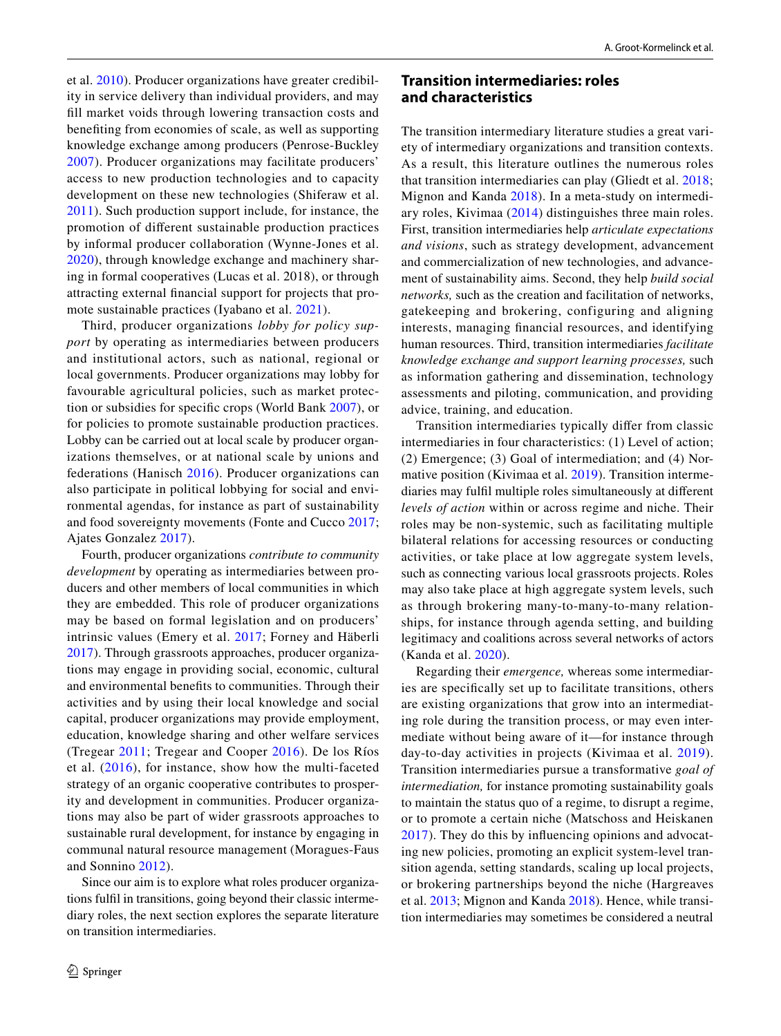et al. 2010). Producer organizations have greater credibility in service delivery than individual providers, and may fill market voids through lowering transaction costs and benefiting from economies of scale, as well as supporting knowledge exchange among producers (Penrose-Buckley 2007). Producer organizations may facilitate producers' access to new production technologies and to capacity development on these new technologies (Shiferaw et al. 2011). Such production support include, for instance, the promotion of different sustainable production practices by informal producer collaboration (Wynne-Jones et al. 2020), through knowledge exchange and machinery sharing in formal cooperatives (Lucas et al. 2018), or through attracting external financial support for projects that promote sustainable practices (Iyabano et al. 2021).

Third, producer organizations *lobby for policy support* by operating as intermediaries between producers and institutional actors, such as national, regional or local governments. Producer organizations may lobby for favourable agricultural policies, such as market protection or subsidies for specific crops (World Bank 2007), or for policies to promote sustainable production practices. Lobby can be carried out at local scale by producer organizations themselves, or at national scale by unions and federations (Hanisch 2016). Producer organizations can also participate in political lobbying for social and environmental agendas, for instance as part of sustainability and food sovereignty movements (Fonte and Cucco 2017; Ajates Gonzalez 2017).

Fourth, producer organizations *contribute to community development* by operating as intermediaries between producers and other members of local communities in which they are embedded. This role of producer organizations may be based on formal legislation and on producers' intrinsic values (Emery et al. 2017; Forney and Häberli 2017). Through grassroots approaches, producer organizations may engage in providing social, economic, cultural and environmental benefits to communities. Through their activities and by using their local knowledge and social capital, producer organizations may provide employment, education, knowledge sharing and other welfare services (Tregear 2011; Tregear and Cooper 2016). De los Ríos et al. (2016), for instance, show how the multi-faceted strategy of an organic cooperative contributes to prosperity and development in communities. Producer organizations may also be part of wider grassroots approaches to sustainable rural development, for instance by engaging in communal natural resource management (Moragues-Faus and Sonnino 2012).

Since our aim is to explore what roles producer organizations fulfil in transitions, going beyond their classic intermediary roles, the next section explores the separate literature on transition intermediaries.

## Transition intermediaries: roles and characteristics

The transition intermediary literature studies a great variety of intermediary organizations and transition contexts. As a result, this literature outlines the numerous roles that transition intermediaries can play (Gliedt et al. 2018; Mignon and Kanda 2018). In a meta-study on intermediary roles, Kivimaa (2014) distinguishes three main roles. First, transition intermediaries help *articulate expectations and visions*, such as strategy development, advancement and commercialization of new technologies, and advancement of sustainability aims. Second, they help *build social networks,* such as the creation and facilitation of networks, gatekeeping and brokering, configuring and aligning interests, managing financial resources, and identifying human resources. Third, transition intermediaries *facilitate knowledge exchange and support learning processes,* such as information gathering and dissemination, technology assessments and piloting, communication, and providing advice, training, and education.

Transition intermediaries typically differ from classic intermediaries in four characteristics: (1) Level of action; (2) Emergence; (3) Goal of intermediation; and (4) Normative position (Kivimaa et al. 2019). Transition intermediaries may fulfil multiple roles simultaneously at different *levels of action* within or across regime and niche. Their roles may be non-systemic, such as facilitating multiple bilateral relations for accessing resources or conducting activities, or take place at low aggregate system levels, such as connecting various local grassroots projects. Roles may also take place at high aggregate system levels, such as through brokering many-to-many-to-many relationships, for instance through agenda setting, and building legitimacy and coalitions across several networks of actors (Kanda et al. 2020).

Regarding their *emergence,* whereas some intermediaries are specifically set up to facilitate transitions, others are existing organizations that grow into an intermediating role during the transition process, or may even intermediate without being aware of it—for instance through day-to-day activities in projects (Kivimaa et al. 2019). Transition intermediaries pursue a transformative *goal of intermediation,* for instance promoting sustainability goals to maintain the status quo of a regime, to disrupt a regime, or to promote a certain niche (Matschoss and Heiskanen 2017). They do this by influencing opinions and advocating new policies, promoting an explicit system-level transition agenda, setting standards, scaling up local projects, or brokering partnerships beyond the niche (Hargreaves et al. 2013; Mignon and Kanda 2018). Hence, while transition intermediaries may sometimes be considered a neutral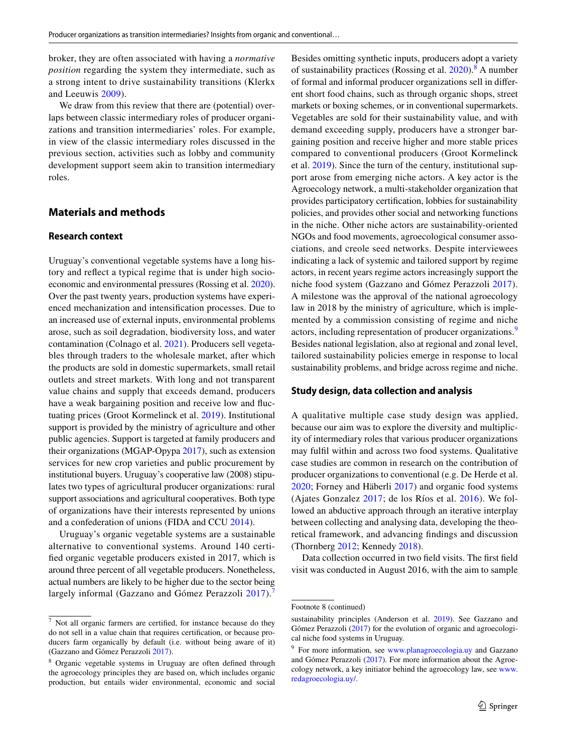broker, they are often associated with having a *normative position* regarding the system they intermediate, such as a strong intent to drive sustainability transitions (Klerkx and Leeuwis 2009).

We draw from this review that there are (potential) overlaps between classic intermediary roles of producer organizations and transition intermediaries' roles. For example, in view of the classic intermediary roles discussed in the previous section, activities such as lobby and community development support seem akin to transition intermediary roles.

## Materials and methods

### Research context

Uruguay's conventional vegetable systems have a long history and reflect a typical regime that is under high socio-economic and environmental pressures (Rossing et al. 2020). Over the past twenty years, production systems have experienced mechanization and intensification processes. Due to an increased use of external inputs, environmental problems arose, such as soil degradation, biodiversity loss, and water contamination (Colnago et al. 2021). Producers sell vegetables through traders to the wholesale market, after which the products are sold in domestic supermarkets, small retail outlets and street markets. With long and not transparent value chains and supply that exceeds demand, producers have a weak bargaining position and receive low and fluctuating prices (Groot Kormelinck et al. 2019). Institutional support is provided by the ministry of agriculture and other public agencies. Support is targeted at family producers and their organizations (MGAP-Opypa 2017), such as extension services for new crop varieties and public procurement by institutional buyers. Uruguay's cooperative law (2008) stipulates two types of agricultural producer organizations: rural support associations and agricultural cooperatives. Both type of organizations have their interests represented by unions and a confederation of unions (FIDA and CCU 2014).

Uruguay's organic vegetable systems are a sustainable alternative to conventional systems. Around 140 certified organic vegetable producers existed in 2017, which is around three percent of all vegetable producers. Nonetheless, actual numbers are likely to be higher due to the sector being largely informal (Gazzano and Gómez Perazzoli 2017).[7] Besides omitting synthetic inputs, producers adopt a variety of sustainability practices (Rossing et al. 2020).[8] A number of formal and informal producer organizations sell in different short food chains, such as through organic shops, street markets or boxing schemes, or in conventional supermarkets. Vegetables are sold for their sustainability value, and with demand exceeding supply, producers have a stronger bargaining position and receive higher and more stable prices compared to conventional producers (Groot Kormelinck et al. 2019). Since the turn of the century, institutional support arose from emerging niche actors. A key actor is the Agroecology network, a multi-stakeholder organization that provides participatory certification, lobbies for sustainability policies, and provides other social and networking functions in the niche. Other niche actors are sustainability-oriented NGOs and food movements, agroecological consumer associations, and creole seed networks. Despite interviewees indicating a lack of systemic and tailored support by regime actors, in recent years regime actors increasingly support the niche food system (Gazzano and Gómez Perazzoli 2017). A milestone was the approval of the national agroecology law in 2018 by the ministry of agriculture, which is implemented by a commission consisting of regime and niche actors, including representation of producer organizations.[9] Besides national legislation, also at regional and zonal level, tailored sustainability policies emerge in response to local sustainability problems, and bridge across regime and niche.

### Study design, data collection and analysis

A qualitative multiple case study design was applied, because our aim was to explore the diversity and multiplicity of intermediary roles that various producer organizations may fulfil within and across two food systems. Qualitative case studies are common in research on the contribution of producer organizations to conventional (e.g. De Herde et al. 2020; Forney and Häberli 2017) and organic food systems (Ajates Gonzalez 2017; de los Ríos et al. 2016). We followed an abductive approach through an iterative interplay between collecting and analysing data, developing the theoretical framework, and advancing findings and discussion (Thornberg 2012; Kennedy 2018).

Data collection occurred in two field visits. The first field visit was conducted in August 2016, with the aim to sample

---

[7] Not all organic farmers are certified, for instance because do they do not sell in a value chain that requires certification, or because producers farm organically by default (i.e. without being aware of it) (Gazzano and Gómez Perazzoli 2017).

[8] Organic vegetable systems in Uruguay are often defined through the agroecology principles they are based on, which includes organic production, but entails wider environmental, economic and social sustainability principles (Anderson et al. 2019). See Gazzano and Gómez Perazzoli (2017) for the evolution of organic and agroecological niche food systems in Uruguay.

[9] For more information, see www.planagroecologia.uy and Gazzano and Gómez Perazzoli (2017). For more information about the Agroecology network, a key initiator behind the agroecology law, see www.redagroecologia.uy/.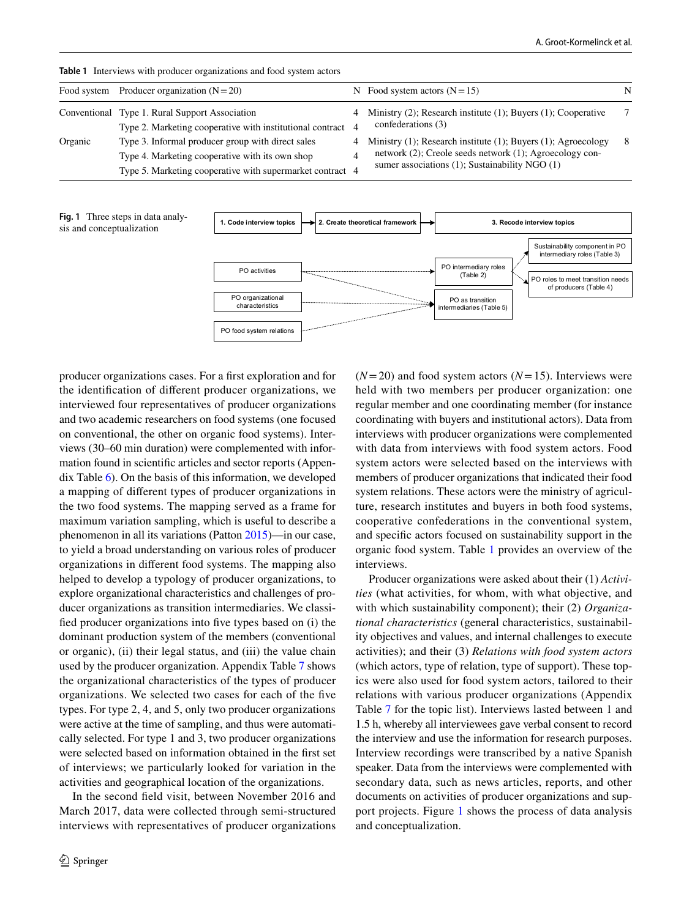**Table 1** Interviews with producer organizations and food system actors

| Food system | Producer organization (N = 20) | N | Food system actors (N = 15) | N |
|---|---|---|---|---|
| Conventional | Type 1. Rural Support Association | 4 | Ministry (2); Research institute (1); Buyers (1); Cooperative confederations (3) | 7 |
| | Type 2. Marketing cooperative with institutional contract | 4 | | |
| Organic | Type 3. Informal producer group with direct sales | 4 | Ministry (1); Research institute (1); Buyers (1); Agroecology network (2); Creole seeds network (1); Agroecology consumer associations (1); Sustainability NGO (1) | 8 |
| | Type 4. Marketing cooperative with its own shop | 4 | | |
| | Type 5. Marketing cooperative with supermarket contract | 4 | | |

**Fig. 1** Three steps in data analysis and conceptualization

producer organizations cases. For a first exploration and for the identification of different producer organizations, we interviewed four representatives of producer organizations and two academic researchers on food systems (one focused on conventional, the other on organic food systems). Interviews (30–60 min duration) were complemented with information found in scientific articles and sector reports (Appendix Table 6). On the basis of this information, we developed a mapping of different types of producer organizations in the two food systems. The mapping served as a frame for maximum variation sampling, which is useful to describe a phenomenon in all its variations (Patton 2015)—in our case, to yield a broad understanding on various roles of producer organizations in different food systems. The mapping also helped to develop a typology of producer organizations, to explore organizational characteristics and challenges of producer organizations as transition intermediaries. We classified producer organizations into five types based on (i) the dominant production system of the members (conventional or organic), (ii) their legal status, and (iii) the value chain used by the producer organization. Appendix Table 7 shows the organizational characteristics of the types of producer organizations. We selected two cases for each of the five types. For type 2, 4, and 5, only two producer organizations were active at the time of sampling, and thus were automatically selected. For type 1 and 3, two producer organizations were selected based on information obtained in the first set of interviews; we particularly looked for variation in the activities and geographical location of the organizations.

In the second field visit, between November 2016 and March 2017, data were collected through semi-structured interviews with representatives of producer organizations ($N = 20$) and food system actors ($N = 15$). Interviews were held with two members per producer organization: one regular member and one coordinating member (for instance coordinating with buyers and institutional actors). Data from interviews with producer organizations were complemented with data from interviews with food system actors. Food system actors were selected based on the interviews with members of producer organizations that indicated their food system relations. These actors were the ministry of agriculture, research institutes and buyers in both food systems, cooperative confederations in the conventional system, and specific actors focused on sustainability support in the organic food system. Table 1 provides an overview of the interviews.

Producer organizations were asked about their (1) *Activities* (what activities, for whom, with what objective, and with which sustainability component); their (2) *Organizational characteristics* (general characteristics, sustainability objectives and values, and internal challenges to execute activities); and their (3) *Relations with food system actors* (which actors, type of relation, type of support). These topics were also used for food system actors, tailored to their relations with various producer organizations (Appendix Table 7 for the topic list). Interviews lasted between 1 and 1.5 h, whereby all interviewees gave verbal consent to record the interview and use the information for research purposes. Interview recordings were transcribed by a native Spanish speaker. Data from the interviews were complemented with secondary data, such as news articles, reports, and other documents on activities of producer organizations and support projects. Figure 1 shows the process of data analysis and conceptualization.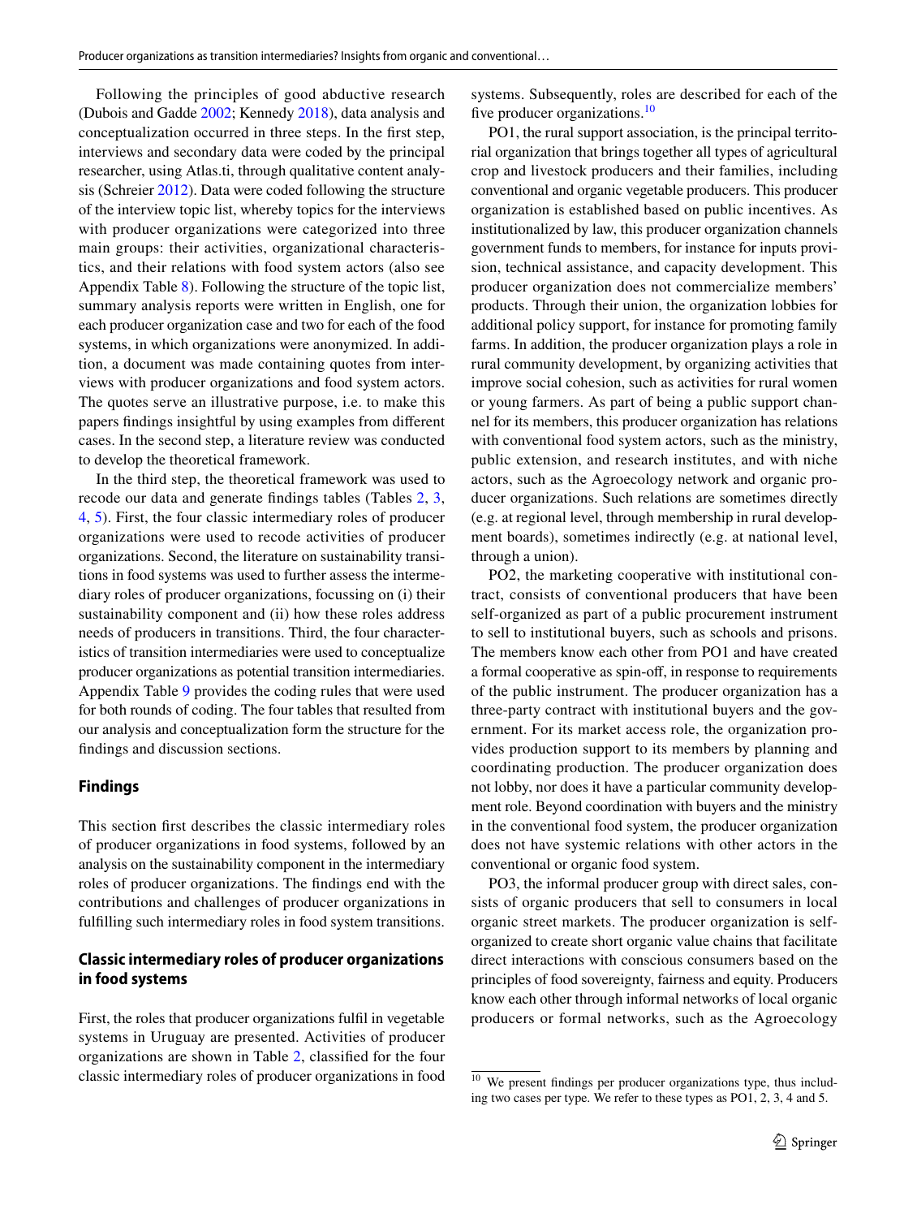Following the principles of good abductive research (Dubois and Gadde 2002; Kennedy 2018), data analysis and conceptualization occurred in three steps. In the first step, interviews and secondary data were coded by the principal researcher, using Atlas.ti, through qualitative content analysis (Schreier 2012). Data were coded following the structure of the interview topic list, whereby topics for the interviews with producer organizations were categorized into three main groups: their activities, organizational characteristics, and their relations with food system actors (also see Appendix Table 8). Following the structure of the topic list, summary analysis reports were written in English, one for each producer organization case and two for each of the food systems, in which organizations were anonymized. In addition, a document was made containing quotes from interviews with producer organizations and food system actors. The quotes serve an illustrative purpose, i.e. to make this papers findings insightful by using examples from different cases. In the second step, a literature review was conducted to develop the theoretical framework.

In the third step, the theoretical framework was used to recode our data and generate findings tables (Tables 2, 3, 4, 5). First, the four classic intermediary roles of producer organizations were used to recode activities of producer organizations. Second, the literature on sustainability transitions in food systems was used to further assess the intermediary roles of producer organizations, focussing on (i) their sustainability component and (ii) how these roles address needs of producers in transitions. Third, the four characteristics of transition intermediaries were used to conceptualize producer organizations as potential transition intermediaries. Appendix Table 9 provides the coding rules that were used for both rounds of coding. The four tables that resulted from our analysis and conceptualization form the structure for the findings and discussion sections.

## Findings

This section first describes the classic intermediary roles of producer organizations in food systems, followed by an analysis on the sustainability component in the intermediary roles of producer organizations. The findings end with the contributions and challenges of producer organizations in fulfilling such intermediary roles in food system transitions.

### Classic intermediary roles of producer organizations in food systems

First, the roles that producer organizations fulfil in vegetable systems in Uruguay are presented. Activities of producer organizations are shown in Table 2, classified for the four classic intermediary roles of producer organizations in food systems. Subsequently, roles are described for each of the five producer organizations.[10]

PO1, the rural support association, is the principal territorial organization that brings together all types of agricultural crop and livestock producers and their families, including conventional and organic vegetable producers. This producer organization is established based on public incentives. As institutionalized by law, this producer organization channels government funds to members, for instance for inputs provision, technical assistance, and capacity development. This producer organization does not commercialize members' products. Through their union, the organization lobbies for additional policy support, for instance for promoting family farms. In addition, the producer organization plays a role in rural community development, by organizing activities that improve social cohesion, such as activities for rural women or young farmers. As part of being a public support channel for its members, this producer organization has relations with conventional food system actors, such as the ministry, public extension, and research institutes, and with niche actors, such as the Agroecology network and organic producer organizations. Such relations are sometimes directly (e.g. at regional level, through membership in rural development boards), sometimes indirectly (e.g. at national level, through a union).

PO2, the marketing cooperative with institutional contract, consists of conventional producers that have been self-organized as part of a public procurement instrument to sell to institutional buyers, such as schools and prisons. The members know each other from PO1 and have created a formal cooperative as spin-off, in response to requirements of the public instrument. The producer organization has a three-party contract with institutional buyers and the government. For its market access role, the organization provides production support to its members by planning and coordinating production. The producer organization does not lobby, nor does it have a particular community development role. Beyond coordination with buyers and the ministry in the conventional food system, the producer organization does not have systemic relations with other actors in the conventional or organic food system.

PO3, the informal producer group with direct sales, consists of organic producers that sell to consumers in local organic street markets. The producer organization is self-organized to create short organic value chains that facilitate direct interactions with conscious consumers based on the principles of food sovereignty, fairness and equity. Producers know each other through informal networks of local organic producers or formal networks, such as the Agroecology

[10] We present findings per producer organizations type, thus including two cases per type. We refer to these types as PO1, 2, 3, 4 and 5.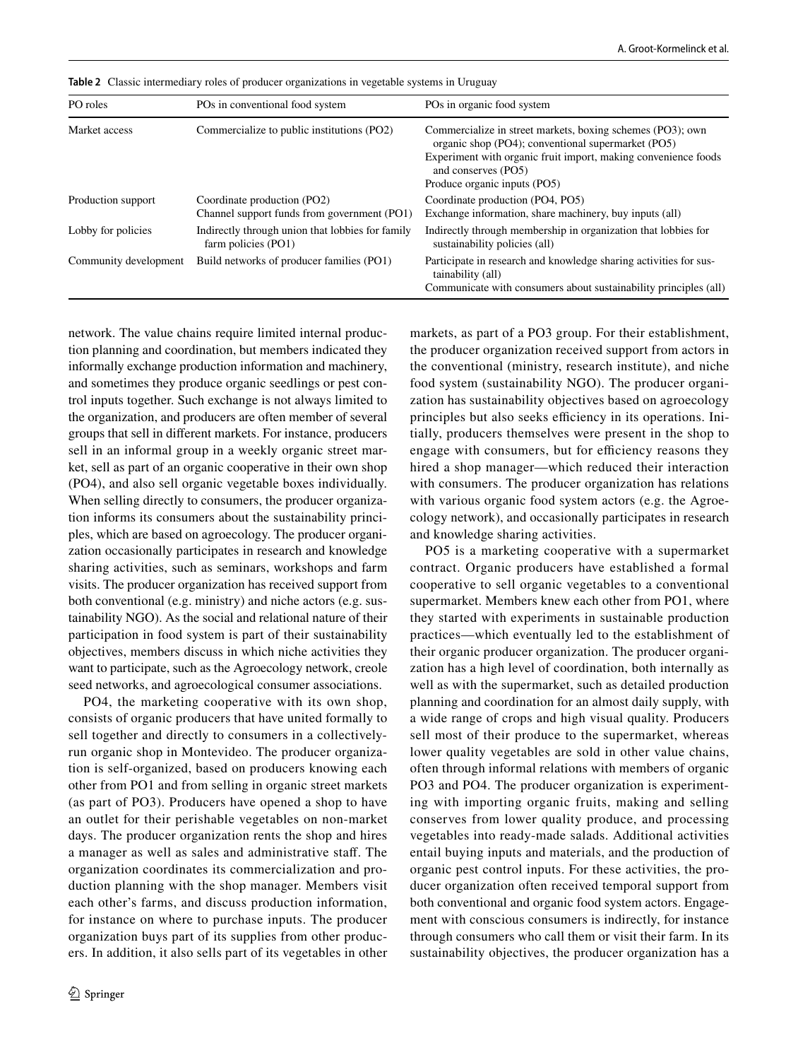**Table 2** Classic intermediary roles of producer organizations in vegetable systems in Uruguay

| PO roles | POs in conventional food system | POs in organic food system |
|---|---|---|
| Market access | Commercialize to public institutions (PO2) | Commercialize in street markets, boxing schemes (PO3); own organic shop (PO4); conventional supermarket (PO5)<br>Experiment with organic fruit import, making convenience foods and conserves (PO5)<br>Produce organic inputs (PO5) |
| Production support | Coordinate production (PO2)<br>Channel support funds from government (PO1) | Coordinate production (PO4, PO5)<br>Exchange information, share machinery, buy inputs (all) |
| Lobby for policies | Indirectly through union that lobbies for family farm policies (PO1) | Indirectly through membership in organization that lobbies for sustainability policies (all) |
| Community development | Build networks of producer families (PO1) | Participate in research and knowledge sharing activities for sustainability (all)<br>Communicate with consumers about sustainability principles (all) |

network. The value chains require limited internal production planning and coordination, but members indicated they informally exchange production information and machinery, and sometimes they produce organic seedlings or pest control inputs together. Such exchange is not always limited to the organization, and producers are often member of several groups that sell in different markets. For instance, producers sell in an informal group in a weekly organic street market, sell as part of an organic cooperative in their own shop (PO4), and also sell organic vegetable boxes individually. When selling directly to consumers, the producer organization informs its consumers about the sustainability principles, which are based on agroecology. The producer organization occasionally participates in research and knowledge sharing activities, such as seminars, workshops and farm visits. The producer organization has received support from both conventional (e.g. ministry) and niche actors (e.g. sustainability NGO). As the social and relational nature of their participation in food system is part of their sustainability objectives, members discuss in which niche activities they want to participate, such as the Agroecology network, creole seed networks, and agroecological consumer associations.

PO4, the marketing cooperative with its own shop, consists of organic producers that have united formally to sell together and directly to consumers in a collectively-run organic shop in Montevideo. The producer organization is self-organized, based on producers knowing each other from PO1 and from selling in organic street markets (as part of PO3). Producers have opened a shop to have an outlet for their perishable vegetables on non-market days. The producer organization rents the shop and hires a manager as well as sales and administrative staff. The organization coordinates its commercialization and production planning with the shop manager. Members visit each other's farms, and discuss production information, for instance on where to purchase inputs. The producer organization buys part of its supplies from other producers. In addition, it also sells part of its vegetables in other markets, as part of a PO3 group. For their establishment, the producer organization received support from actors in the conventional (ministry, research institute), and niche food system (sustainability NGO). The producer organization has sustainability objectives based on agroecology principles but also seeks efficiency in its operations. Initially, producers themselves were present in the shop to engage with consumers, but for efficiency reasons they hired a shop manager—which reduced their interaction with consumers. The producer organization has relations with various organic food system actors (e.g. the Agroecology network), and occasionally participates in research and knowledge sharing activities.

PO5 is a marketing cooperative with a supermarket contract. Organic producers have established a formal cooperative to sell organic vegetables to a conventional supermarket. Members knew each other from PO1, where they started with experiments in sustainable production practices—which eventually led to the establishment of their organic producer organization. The producer organization has a high level of coordination, both internally as well as with the supermarket, such as detailed production planning and coordination for an almost daily supply, with a wide range of crops and high visual quality. Producers sell most of their produce to the supermarket, whereas lower quality vegetables are sold in other value chains, often through informal relations with members of organic PO3 and PO4. The producer organization is experimenting with importing organic fruits, making and selling conserves from lower quality produce, and processing vegetables into ready-made salads. Additional activities entail buying inputs and materials, and the production of organic pest control inputs. For these activities, the producer organization often received temporal support from both conventional and organic food system actors. Engagement with conscious consumers is indirectly, for instance through consumers who call them or visit their farm. In its sustainability objectives, the producer organization has a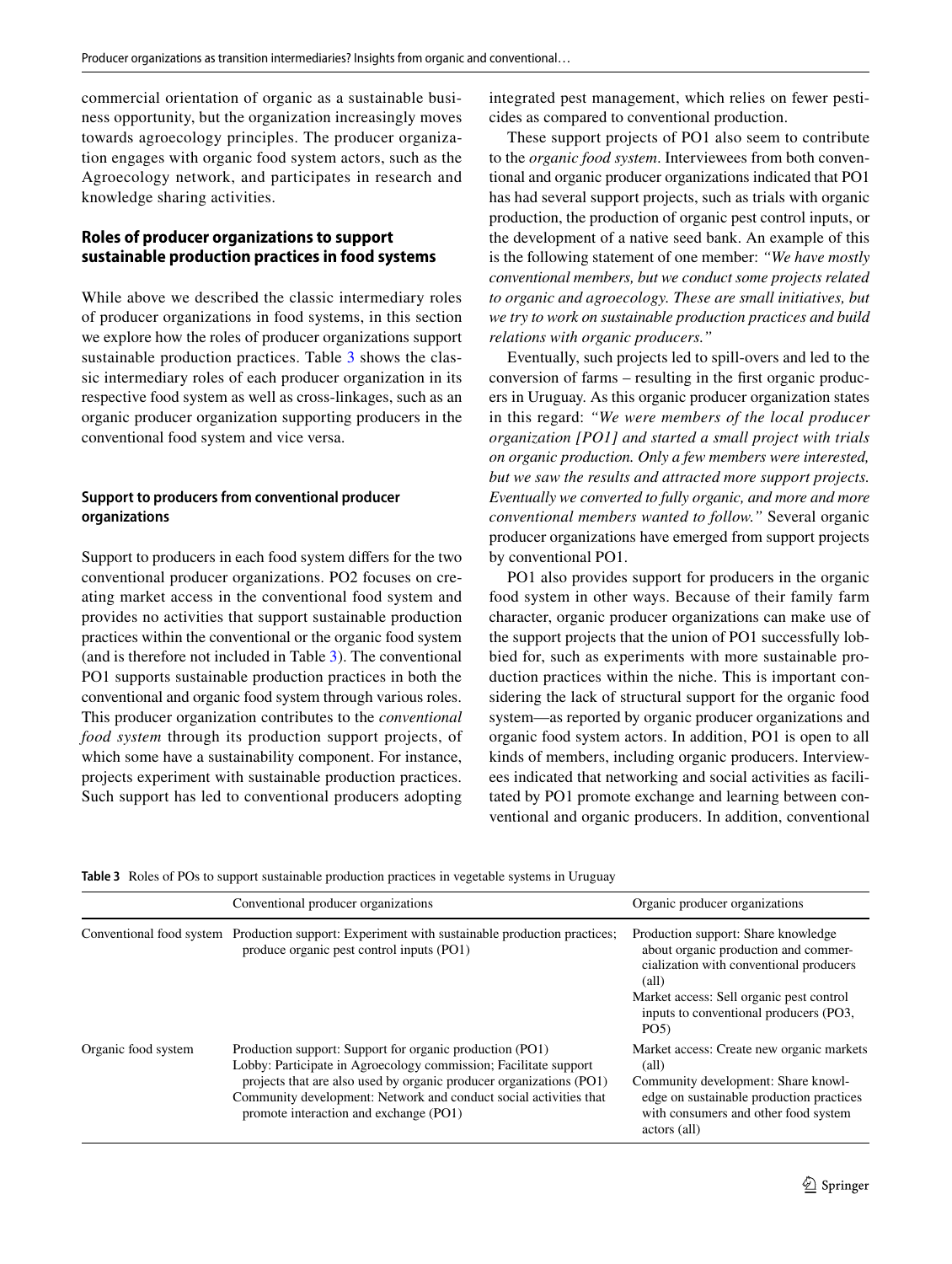commercial orientation of organic as a sustainable business opportunity, but the organization increasingly moves towards agroecology principles. The producer organization engages with organic food system actors, such as the Agroecology network, and participates in research and knowledge sharing activities.

## Roles of producer organizations to support sustainable production practices in food systems

While above we described the classic intermediary roles of producer organizations in food systems, in this section we explore how the roles of producer organizations support sustainable production practices. Table 3 shows the classic intermediary roles of each producer organization in its respective food system as well as cross-linkages, such as an organic producer organization supporting producers in the conventional food system and vice versa.

### Support to producers from conventional producer organizations

Support to producers in each food system differs for the two conventional producer organizations. PO2 focuses on creating market access in the conventional food system and provides no activities that support sustainable production practices within the conventional or the organic food system (and is therefore not included in Table 3). The conventional PO1 supports sustainable production practices in both the conventional and organic food system through various roles. This producer organization contributes to the *conventional food system* through its production support projects, of which some have a sustainability component. For instance, projects experiment with sustainable production practices. Such support has led to conventional producers adopting integrated pest management, which relies on fewer pesticides as compared to conventional production.

These support projects of PO1 also seem to contribute to the *organic food system*. Interviewees from both conventional and organic producer organizations indicated that PO1 has had several support projects, such as trials with organic production, the production of organic pest control inputs, or the development of a native seed bank. An example of this is the following statement of one member: *"We have mostly conventional members, but we conduct some projects related to organic and agroecology. These are small initiatives, but we try to work on sustainable production practices and build relations with organic producers."*

Eventually, such projects led to spill-overs and led to the conversion of farms – resulting in the first organic producers in Uruguay. As this organic producer organization states in this regard: *"We were members of the local producer organization [PO1] and started a small project with trials on organic production. Only a few members were interested, but we saw the results and attracted more support projects. Eventually we converted to fully organic, and more and more conventional members wanted to follow."* Several organic producer organizations have emerged from support projects by conventional PO1.

PO1 also provides support for producers in the organic food system in other ways. Because of their family farm character, organic producer organizations can make use of the support projects that the union of PO1 successfully lobbied for, such as experiments with more sustainable production practices within the niche. This is important considering the lack of structural support for the organic food system—as reported by organic producer organizations and organic food system actors. In addition, PO1 is open to all kinds of members, including organic producers. Interviewees indicated that networking and social activities as facilitated by PO1 promote exchange and learning between conventional and organic producers. In addition, conventional

**Table 3** Roles of POs to support sustainable production practices in vegetable systems in Uruguay

| | Conventional producer organizations | Organic producer organizations |
|---|---|---|
| Conventional food system | Production support: Experiment with sustainable production practices; produce organic pest control inputs (PO1) | Production support: Share knowledge about organic production and commercialization with conventional producers (all)<br>Market access: Sell organic pest control inputs to conventional producers (PO3, PO5) |
| Organic food system | Production support: Support for organic production (PO1)<br>Lobby: Participate in Agroecology commission; Facilitate support projects that are also used by organic producer organizations (PO1)<br>Community development: Network and conduct social activities that promote interaction and exchange (PO1) | Market access: Create new organic markets (all)<br>Community development: Share knowledge on sustainable production practices with consumers and other food system actors (all) |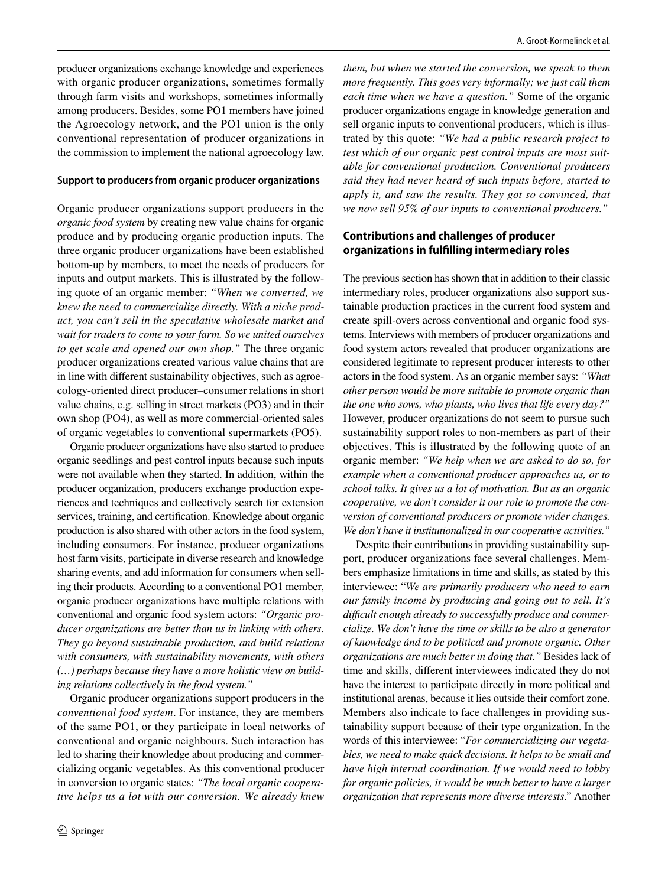producer organizations exchange knowledge and experiences with organic producer organizations, sometimes formally through farm visits and workshops, sometimes informally among producers. Besides, some PO1 members have joined the Agroecology network, and the PO1 union is the only conventional representation of producer organizations in the commission to implement the national agroecology law.

#### Support to producers from organic producer organizations

Organic producer organizations support producers in the *organic food system* by creating new value chains for organic produce and by producing organic production inputs. The three organic producer organizations have been established bottom-up by members, to meet the needs of producers for inputs and output markets. This is illustrated by the following quote of an organic member: *"When we converted, we knew the need to commercialize directly. With a niche product, you can't sell in the speculative wholesale market and wait for traders to come to your farm. So we united ourselves to get scale and opened our own shop."* The three organic producer organizations created various value chains that are in line with different sustainability objectives, such as agroecology-oriented direct producer–consumer relations in short value chains, e.g. selling in street markets (PO3) and in their own shop (PO4), as well as more commercial-oriented sales of organic vegetables to conventional supermarkets (PO5).

Organic producer organizations have also started to produce organic seedlings and pest control inputs because such inputs were not available when they started. In addition, within the producer organization, producers exchange production experiences and techniques and collectively search for extension services, training, and certification. Knowledge about organic production is also shared with other actors in the food system, including consumers. For instance, producer organizations host farm visits, participate in diverse research and knowledge sharing events, and add information for consumers when selling their products. According to a conventional PO1 member, organic producer organizations have multiple relations with conventional and organic food system actors: *"Organic producer organizations are better than us in linking with others. They go beyond sustainable production, and build relations with consumers, with sustainability movements, with others (…) perhaps because they have a more holistic view on building relations collectively in the food system."*

Organic producer organizations support producers in the *conventional food system*. For instance, they are members of the same PO1, or they participate in local networks of conventional and organic neighbours. Such interaction has led to sharing their knowledge about producing and commercializing organic vegetables. As this conventional producer in conversion to organic states: *"The local organic cooperative helps us a lot with our conversion. We already knew them, but when we started the conversion, we speak to them more frequently. This goes very informally; we just call them each time when we have a question."* Some of the organic producer organizations engage in knowledge generation and sell organic inputs to conventional producers, which is illustrated by this quote: *"We had a public research project to test which of our organic pest control inputs are most suitable for conventional production. Conventional producers said they had never heard of such inputs before, started to apply it, and saw the results. They got so convinced, that we now sell 95% of our inputs to conventional producers."*

### Contributions and challenges of producer organizations in fulfilling intermediary roles

The previous section has shown that in addition to their classic intermediary roles, producer organizations also support sustainable production practices in the current food system and create spill-overs across conventional and organic food systems. Interviews with members of producer organizations and food system actors revealed that producer organizations are considered legitimate to represent producer interests to other actors in the food system. As an organic member says: *"What other person would be more suitable to promote organic than the one who sows, who plants, who lives that life every day?"* However, producer organizations do not seem to pursue such sustainability support roles to non-members as part of their objectives. This is illustrated by the following quote of an organic member: *"We help when we are asked to do so, for example when a conventional producer approaches us, or to school talks. It gives us a lot of motivation. But as an organic cooperative, we don't consider it our role to promote the conversion of conventional producers or promote wider changes. We don't have it institutionalized in our cooperative activities."*

Despite their contributions in providing sustainability support, producer organizations face several challenges. Members emphasize limitations in time and skills, as stated by this interviewee: "*We are primarily producers who need to earn our family income by producing and going out to sell. It's difficult enough already to successfully produce and commercialize. We don't have the time or skills to be also a generator of knowledge ánd to be political and promote organic. Other organizations are much better in doing that."* Besides lack of time and skills, different interviewees indicated they do not have the interest to participate directly in more political and institutional arenas, because it lies outside their comfort zone. Members also indicate to face challenges in providing sustainability support because of their type organization. In the words of this interviewee: "*For commercializing our vegetables, we need to make quick decisions. It helps to be small and have high internal coordination. If we would need to lobby for organic policies, it would be much better to have a larger organization that represents more diverse interests*." Another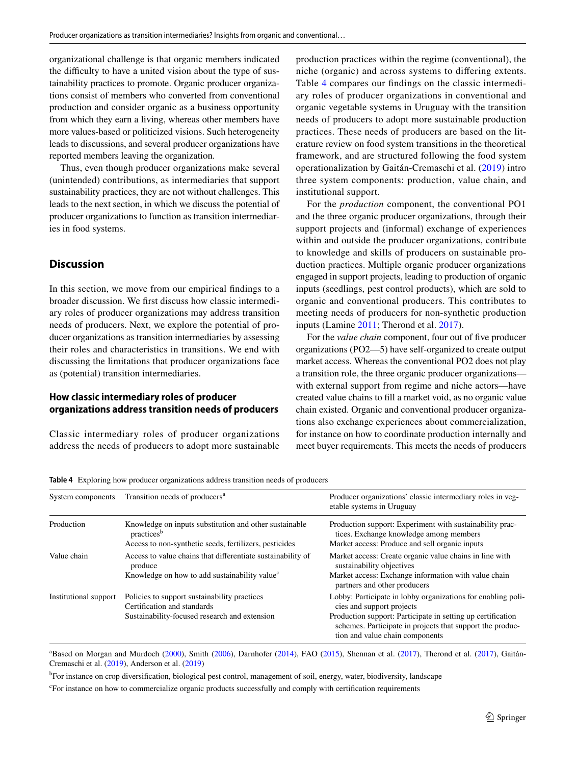organizational challenge is that organic members indicated the difficulty to have a united vision about the type of sustainability practices to promote. Organic producer organizations consist of members who converted from conventional production and consider organic as a business opportunity from which they earn a living, whereas other members have more values-based or politicized visions. Such heterogeneity leads to discussions, and several producer organizations have reported members leaving the organization.

Thus, even though producer organizations make several (unintended) contributions, as intermediaries that support sustainability practices, they are not without challenges. This leads to the next section, in which we discuss the potential of producer organizations to function as transition intermediaries in food systems.

## Discussion

In this section, we move from our empirical findings to a broader discussion. We first discuss how classic intermediary roles of producer organizations may address transition needs of producers. Next, we explore the potential of producer organizations as transition intermediaries by assessing their roles and characteristics in transitions. We end with discussing the limitations that producer organizations face as (potential) transition intermediaries.

### How classic intermediary roles of producer organizations address transition needs of producers

Classic intermediary roles of producer organizations address the needs of producers to adopt more sustainable production practices within the regime (conventional), the niche (organic) and across systems to differing extents. Table 4 compares our findings on the classic intermediary roles of producer organizations in conventional and organic vegetable systems in Uruguay with the transition needs of producers to adopt more sustainable production practices. These needs of producers are based on the literature review on food system transitions in the theoretical framework, and are structured following the food system operationalization by Gaitán-Cremaschi et al. (2019) intro three system components: production, value chain, and institutional support.

For the *production* component, the conventional PO1 and the three organic producer organizations, through their support projects and (informal) exchange of experiences within and outside the producer organizations, contribute to knowledge and skills of producers on sustainable production practices. Multiple organic producer organizations engaged in support projects, leading to production of organic inputs (seedlings, pest control products), which are sold to organic and conventional producers. This contributes to meeting needs of producers for non-synthetic production inputs (Lamine 2011; Therond et al. 2017).

For the *value chain* component, four out of five producer organizations (PO2—5) have self-organized to create output market access. Whereas the conventional PO2 does not play a transition role, the three organic producer organizations—with external support from regime and niche actors—have created value chains to fill a market void, as no organic value chain existed. Organic and conventional producer organizations also exchange experiences about commercialization, for instance on how to coordinate production internally and meet buyer requirements. This meets the needs of producers

**Table 4** Exploring how producer organizations address transition needs of producers

| System components | Transition needs of producers[a] | Producer organizations' classic intermediary roles in vegetable systems in Uruguay |
|---|---|---|
| Production | Knowledge on inputs substitution and other sustainable practices[b]<br>Access to non-synthetic seeds, fertilizers, pesticides | Production support: Experiment with sustainability practices. Exchange knowledge among members<br>Market access: Produce and sell organic inputs |
| Value chain | Access to value chains that differentiate sustainability of produce<br>Knowledge on how to add sustainability value[c] | Market access: Create organic value chains in line with sustainability objectives<br>Market access: Exchange information with value chain partners and other producers |
| Institutional support | Policies to support sustainability practices<br>Certification and standards<br>Sustainability-focused research and extension | Lobby: Participate in lobby organizations for enabling policies and support projects<br>Production support: Participate in setting up certification schemes. Participate in projects that support the production and value chain components |

[a]Based on Morgan and Murdoch (2000), Smith (2006), Darnhofer (2014), FAO (2015), Shennan et al. (2017), Therond et al. (2017), Gaitán-Cremaschi et al. (2019), Anderson et al. (2019)

[b]For instance on crop diversification, biological pest control, management of soil, energy, water, biodiversity, landscape

[c]For instance on how to commercialize organic products successfully and comply with certification requirements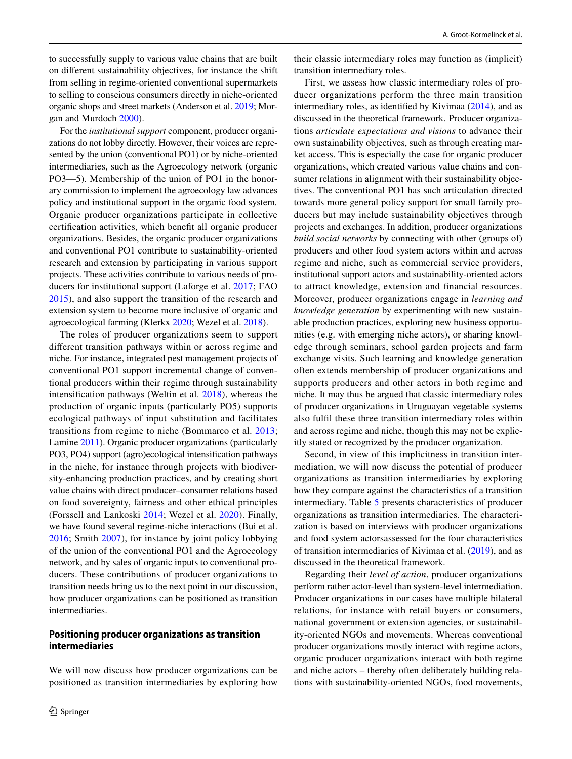to successfully supply to various value chains that are built on different sustainability objectives, for instance the shift from selling in regime-oriented conventional supermarkets to selling to conscious consumers directly in niche-oriented organic shops and street markets (Anderson et al. 2019; Morgan and Murdoch 2000).

For the *institutional support* component, producer organizations do not lobby directly. However, their voices are represented by the union (conventional PO1) or by niche-oriented intermediaries, such as the Agroecology network (organic PO3—5). Membership of the union of PO1 in the honorary commission to implement the agroecology law advances policy and institutional support in the organic food system. Organic producer organizations participate in collective certification activities, which benefit all organic producer organizations. Besides, the organic producer organizations and conventional PO1 contribute to sustainability-oriented research and extension by participating in various support projects. These activities contribute to various needs of producers for institutional support (Laforge et al. 2017; FAO 2015), and also support the transition of the research and extension system to become more inclusive of organic and agroecological farming (Klerkx 2020; Wezel et al. 2018).

The roles of producer organizations seem to support different transition pathways within or across regime and niche. For instance, integrated pest management projects of conventional PO1 support incremental change of conventional producers within their regime through sustainability intensification pathways (Weltin et al. 2018), whereas the production of organic inputs (particularly PO5) supports ecological pathways of input substitution and facilitates transitions from regime to niche (Bommarco et al. 2013; Lamine 2011). Organic producer organizations (particularly PO3, PO4) support (agro)ecological intensification pathways in the niche, for instance through projects with biodiversity-enhancing production practices, and by creating short value chains with direct producer–consumer relations based on food sovereignty, fairness and other ethical principles (Forssell and Lankoski 2014; Wezel et al. 2020). Finally, we have found several regime-niche interactions (Bui et al. 2016; Smith 2007), for instance by joint policy lobbying of the union of the conventional PO1 and the Agroecology network, and by sales of organic inputs to conventional producers. These contributions of producer organizations to transition needs bring us to the next point in our discussion, how producer organizations can be positioned as transition intermediaries.

## Positioning producer organizations as transition intermediaries

We will now discuss how producer organizations can be positioned as transition intermediaries by exploring how their classic intermediary roles may function as (implicit) transition intermediary roles.

First, we assess how classic intermediary roles of producer organizations perform the three main transition intermediary roles, as identified by Kivimaa (2014), and as discussed in the theoretical framework. Producer organizations *articulate expectations and visions* to advance their own sustainability objectives, such as through creating market access. This is especially the case for organic producer organizations, which created various value chains and consumer relations in alignment with their sustainability objectives. The conventional PO1 has such articulation directed towards more general policy support for small family producers but may include sustainability objectives through projects and exchanges. In addition, producer organizations *build social networks* by connecting with other (groups of) producers and other food system actors within and across regime and niche, such as commercial service providers, institutional support actors and sustainability-oriented actors to attract knowledge, extension and financial resources. Moreover, producer organizations engage in *learning and knowledge generation* by experimenting with new sustainable production practices, exploring new business opportunities (e.g. with emerging niche actors), or sharing knowledge through seminars, school garden projects and farm exchange visits. Such learning and knowledge generation often extends membership of producer organizations and supports producers and other actors in both regime and niche. It may thus be argued that classic intermediary roles of producer organizations in Uruguayan vegetable systems also fulfil these three transition intermediary roles within and across regime and niche, though this may not be explicitly stated or recognized by the producer organization.

Second, in view of this implicitness in transition intermediation, we will now discuss the potential of producer organizations as transition intermediaries by exploring how they compare against the characteristics of a transition intermediary. Table 5 presents characteristics of producer organizations as transition intermediaries. The characterization is based on interviews with producer organizations and food system actorsassessed for the four characteristics of transition intermediaries of Kivimaa et al. (2019), and as discussed in the theoretical framework.

Regarding their *level of action*, producer organizations perform rather actor-level than system-level intermediation. Producer organizations in our cases have multiple bilateral relations, for instance with retail buyers or consumers, national government or extension agencies, or sustainability-oriented NGOs and movements. Whereas conventional producer organizations mostly interact with regime actors, organic producer organizations interact with both regime and niche actors – thereby often deliberately building relations with sustainability-oriented NGOs, food movements,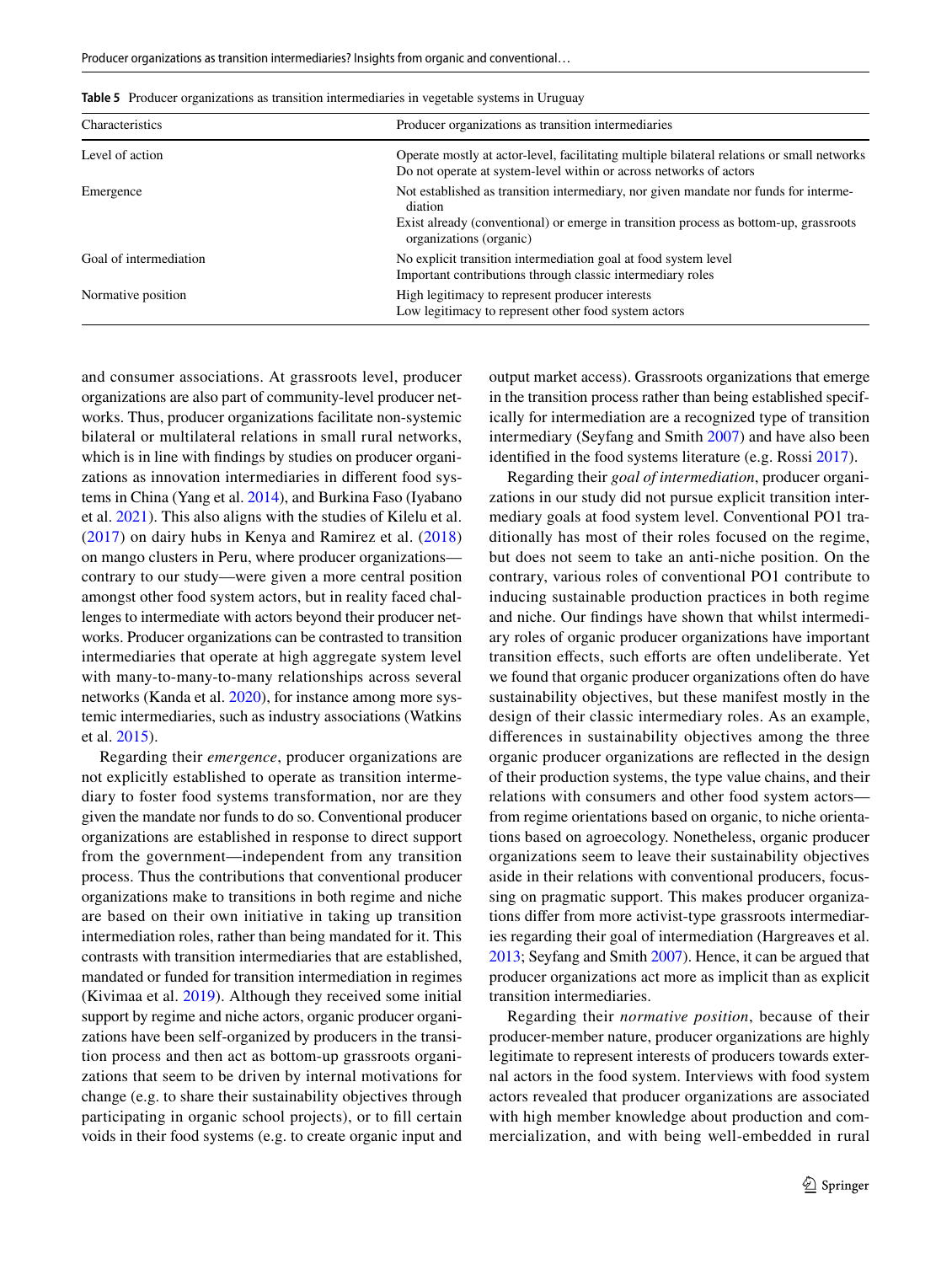**Table 5** Producer organizations as transition intermediaries in vegetable systems in Uruguay

| Characteristics | Producer organizations as transition intermediaries |
|---|---|
| Level of action | Operate mostly at actor-level, facilitating multiple bilateral relations or small networks<br>Do not operate at system-level within or across networks of actors |
| Emergence | Not established as transition intermediary, nor given mandate nor funds for intermediation<br>Exist already (conventional) or emerge in transition process as bottom-up, grassroots organizations (organic) |
| Goal of intermediation | No explicit transition intermediation goal at food system level<br>Important contributions through classic intermediary roles |
| Normative position | High legitimacy to represent producer interests<br>Low legitimacy to represent other food system actors |

and consumer associations. At grassroots level, producer organizations are also part of community-level producer networks. Thus, producer organizations facilitate non-systemic bilateral or multilateral relations in small rural networks, which is in line with findings by studies on producer organizations as innovation intermediaries in different food systems in China (Yang et al. 2014), and Burkina Faso (Iyabano et al. 2021). This also aligns with the studies of Kilelu et al. (2017) on dairy hubs in Kenya and Ramirez et al. (2018) on mango clusters in Peru, where producer organizations—contrary to our study—were given a more central position amongst other food system actors, but in reality faced challenges to intermediate with actors beyond their producer networks. Producer organizations can be contrasted to transition intermediaries that operate at high aggregate system level with many-to-many-to-many relationships across several networks (Kanda et al. 2020), for instance among more systemic intermediaries, such as industry associations (Watkins et al. 2015).

Regarding their *emergence*, producer organizations are not explicitly established to operate as transition intermediary to foster food systems transformation, nor are they given the mandate nor funds to do so. Conventional producer organizations are established in response to direct support from the government—independent from any transition process. Thus the contributions that conventional producer organizations make to transitions in both regime and niche are based on their own initiative in taking up transition intermediation roles, rather than being mandated for it. This contrasts with transition intermediaries that are established, mandated or funded for transition intermediation in regimes (Kivimaa et al. 2019). Although they received some initial support by regime and niche actors, organic producer organizations have been self-organized by producers in the transition process and then act as bottom-up grassroots organizations that seem to be driven by internal motivations for change (e.g. to share their sustainability objectives through participating in organic school projects), or to fill certain voids in their food systems (e.g. to create organic input and output market access). Grassroots organizations that emerge in the transition process rather than being established specifically for intermediation are a recognized type of transition intermediary (Seyfang and Smith 2007) and have also been identified in the food systems literature (e.g. Rossi 2017).

Regarding their *goal of intermediation*, producer organizations in our study did not pursue explicit transition intermediary goals at food system level. Conventional PO1 traditionally has most of their roles focused on the regime, but does not seem to take an anti-niche position. On the contrary, various roles of conventional PO1 contribute to inducing sustainable production practices in both regime and niche. Our findings have shown that whilst intermediary roles of organic producer organizations have important transition effects, such efforts are often undeliberate. Yet we found that organic producer organizations often do have sustainability objectives, but these manifest mostly in the design of their classic intermediary roles. As an example, differences in sustainability objectives among the three organic producer organizations are reflected in the design of their production systems, the type value chains, and their relations with consumers and other food system actors—from regime orientations based on organic, to niche orientations based on agroecology. Nonetheless, organic producer organizations seem to leave their sustainability objectives aside in their relations with conventional producers, focussing on pragmatic support. This makes producer organizations differ from more activist-type grassroots intermediaries regarding their goal of intermediation (Hargreaves et al. 2013; Seyfang and Smith 2007). Hence, it can be argued that producer organizations act more as implicit than as explicit transition intermediaries.

Regarding their *normative position*, because of their producer-member nature, producer organizations are highly legitimate to represent interests of producers towards external actors in the food system. Interviews with food system actors revealed that producer organizations are associated with high member knowledge about production and commercialization, and with being well-embedded in rural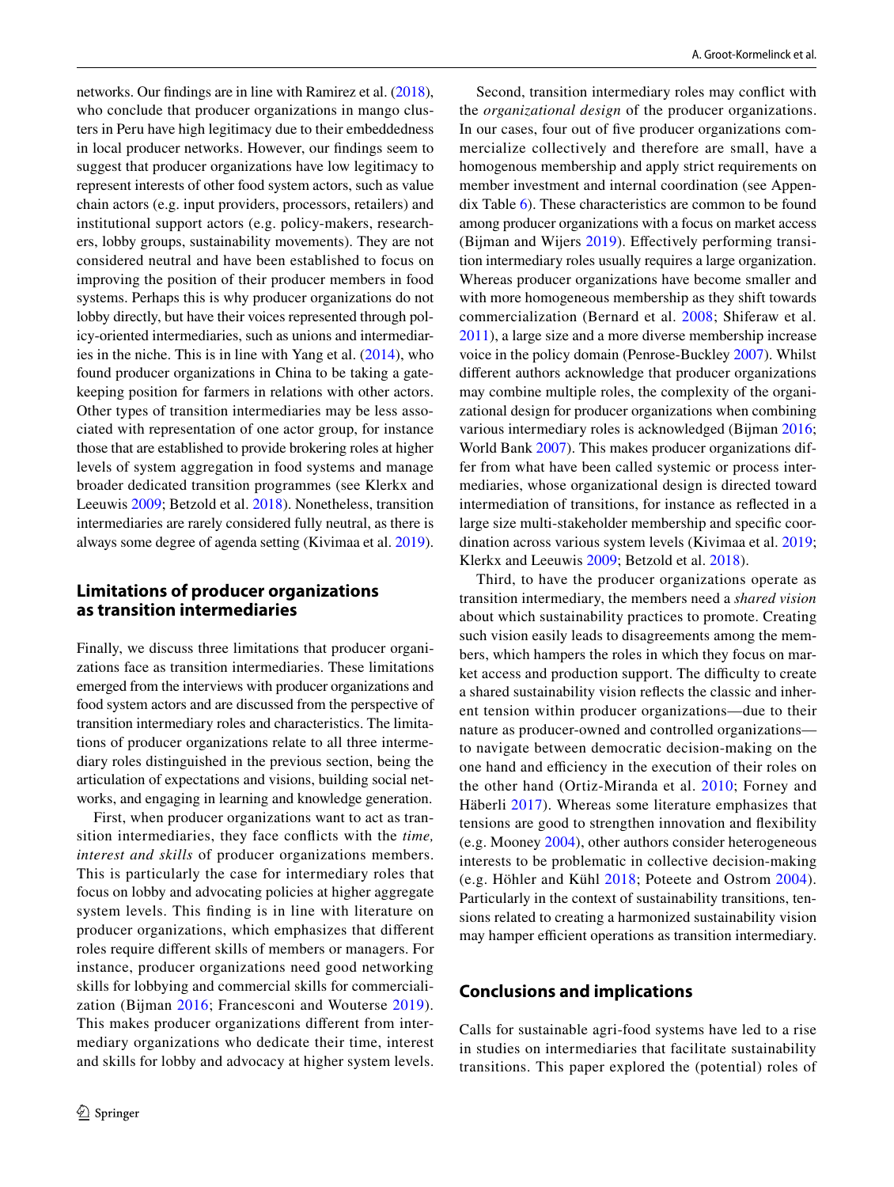networks. Our findings are in line with Ramirez et al. (2018), who conclude that producer organizations in mango clusters in Peru have high legitimacy due to their embeddedness in local producer networks. However, our findings seem to suggest that producer organizations have low legitimacy to represent interests of other food system actors, such as value chain actors (e.g. input providers, processors, retailers) and institutional support actors (e.g. policy-makers, researchers, lobby groups, sustainability movements). They are not considered neutral and have been established to focus on improving the position of their producer members in food systems. Perhaps this is why producer organizations do not lobby directly, but have their voices represented through policy-oriented intermediaries, such as unions and intermediaries in the niche. This is in line with Yang et al. (2014), who found producer organizations in China to be taking a gatekeeping position for farmers in relations with other actors. Other types of transition intermediaries may be less associated with representation of one actor group, for instance those that are established to provide brokering roles at higher levels of system aggregation in food systems and manage broader dedicated transition programmes (see Klerkx and Leeuwis 2009; Betzold et al. 2018). Nonetheless, transition intermediaries are rarely considered fully neutral, as there is always some degree of agenda setting (Kivimaa et al. 2019).

## Limitations of producer organizations as transition intermediaries

Finally, we discuss three limitations that producer organizations face as transition intermediaries. These limitations emerged from the interviews with producer organizations and food system actors and are discussed from the perspective of transition intermediary roles and characteristics. The limitations of producer organizations relate to all three intermediary roles distinguished in the previous section, being the articulation of expectations and visions, building social networks, and engaging in learning and knowledge generation.

First, when producer organizations want to act as transition intermediaries, they face conflicts with the *time, interest and skills* of producer organizations members. This is particularly the case for intermediary roles that focus on lobby and advocating policies at higher aggregate system levels. This finding is in line with literature on producer organizations, which emphasizes that different roles require different skills of members or managers. For instance, producer organizations need good networking skills for lobbying and commercial skills for commercialization (Bijman 2016; Francesconi and Wouterse 2019). This makes producer organizations different from intermediary organizations who dedicate their time, interest and skills for lobby and advocacy at higher system levels.

Second, transition intermediary roles may conflict with the *organizational design* of the producer organizations. In our cases, four out of five producer organizations commercialize collectively and therefore are small, have a homogenous membership and apply strict requirements on member investment and internal coordination (see Appendix Table 6). These characteristics are common to be found among producer organizations with a focus on market access (Bijman and Wijers 2019). Effectively performing transition intermediary roles usually requires a large organization. Whereas producer organizations have become smaller and with more homogeneous membership as they shift towards commercialization (Bernard et al. 2008; Shiferaw et al. 2011), a large size and a more diverse membership increase voice in the policy domain (Penrose-Buckley 2007). Whilst different authors acknowledge that producer organizations may combine multiple roles, the complexity of the organizational design for producer organizations when combining various intermediary roles is acknowledged (Bijman 2016; World Bank 2007). This makes producer organizations differ from what have been called systemic or process intermediaries, whose organizational design is directed toward intermediation of transitions, for instance as reflected in a large size multi-stakeholder membership and specific coordination across various system levels (Kivimaa et al. 2019; Klerkx and Leeuwis 2009; Betzold et al. 2018).

Third, to have the producer organizations operate as transition intermediary, the members need a *shared vision* about which sustainability practices to promote. Creating such vision easily leads to disagreements among the members, which hampers the roles in which they focus on market access and production support. The difficulty to create a shared sustainability vision reflects the classic and inherent tension within producer organizations—due to their nature as producer-owned and controlled organizations—to navigate between democratic decision-making on the one hand and efficiency in the execution of their roles on the other hand (Ortiz-Miranda et al. 2010; Forney and Häberli 2017). Whereas some literature emphasizes that tensions are good to strengthen innovation and flexibility (e.g. Mooney 2004), other authors consider heterogeneous interests to be problematic in collective decision-making (e.g. Höhler and Kühl 2018; Poteete and Ostrom 2004). Particularly in the context of sustainability transitions, tensions related to creating a harmonized sustainability vision may hamper efficient operations as transition intermediary.

## Conclusions and implications

Calls for sustainable agri-food systems have led to a rise in studies on intermediaries that facilitate sustainability transitions. This paper explored the (potential) roles of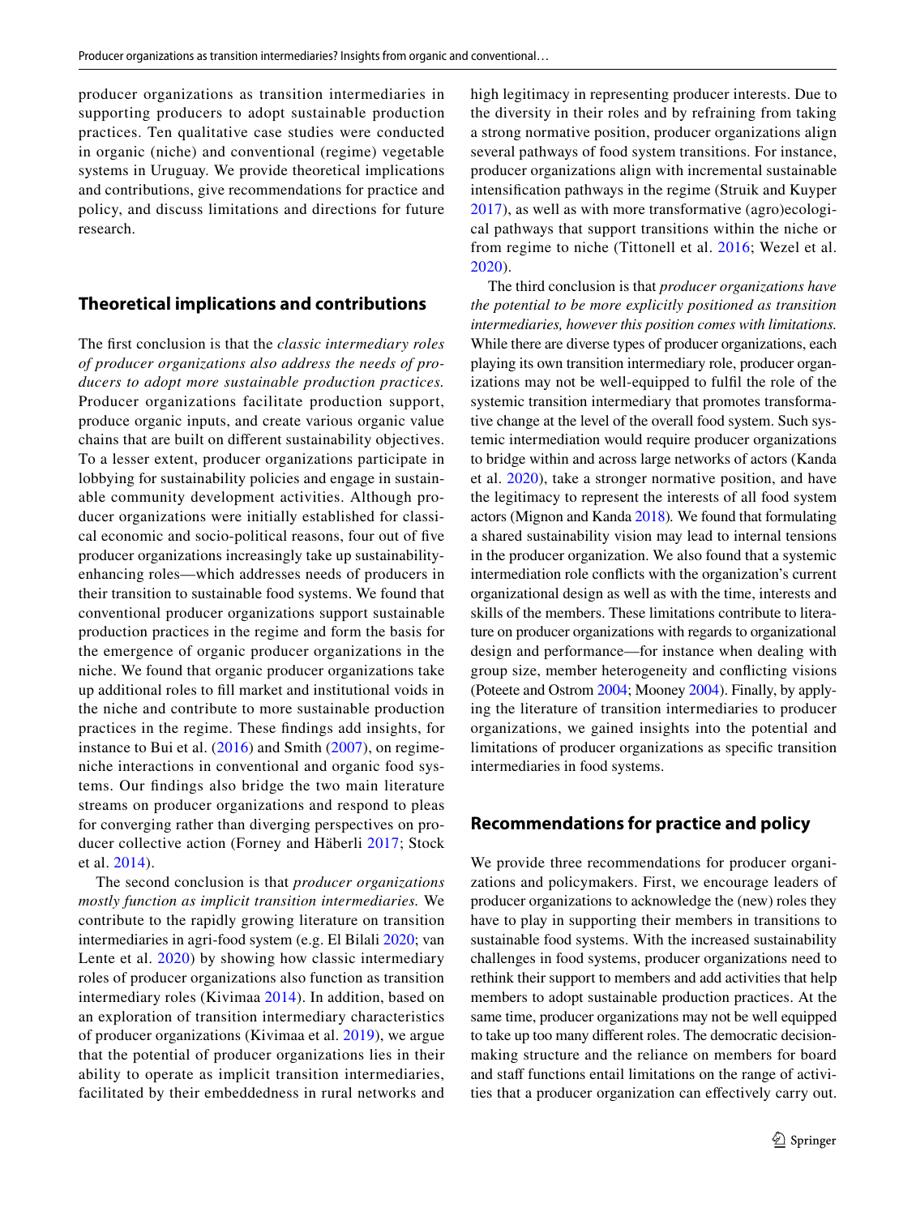producer organizations as transition intermediaries in supporting producers to adopt sustainable production practices. Ten qualitative case studies were conducted in organic (niche) and conventional (regime) vegetable systems in Uruguay. We provide theoretical implications and contributions, give recommendations for practice and policy, and discuss limitations and directions for future research.

## Theoretical implications and contributions

The first conclusion is that the *classic intermediary roles of producer organizations also address the needs of producers to adopt more sustainable production practices.* Producer organizations facilitate production support, produce organic inputs, and create various organic value chains that are built on different sustainability objectives. To a lesser extent, producer organizations participate in lobbying for sustainability policies and engage in sustainable community development activities. Although producer organizations were initially established for classical economic and socio-political reasons, four out of five producer organizations increasingly take up sustainability-enhancing roles—which addresses needs of producers in their transition to sustainable food systems. We found that conventional producer organizations support sustainable production practices in the regime and form the basis for the emergence of organic producer organizations in the niche. We found that organic producer organizations take up additional roles to fill market and institutional voids in the niche and contribute to more sustainable production practices in the regime. These findings add insights, for instance to Bui et al. (2016) and Smith (2007), on regime-niche interactions in conventional and organic food systems. Our findings also bridge the two main literature streams on producer organizations and respond to pleas for converging rather than diverging perspectives on producer collective action (Forney and Häberli 2017; Stock et al. 2014).

The second conclusion is that *producer organizations mostly function as implicit transition intermediaries.* We contribute to the rapidly growing literature on transition intermediaries in agri-food system (e.g. El Bilali 2020; van Lente et al. 2020) by showing how classic intermediary roles of producer organizations also function as transition intermediary roles (Kivimaa 2014). In addition, based on an exploration of transition intermediary characteristics of producer organizations (Kivimaa et al. 2019), we argue that the potential of producer organizations lies in their ability to operate as implicit transition intermediaries, facilitated by their embeddedness in rural networks and high legitimacy in representing producer interests. Due to the diversity in their roles and by refraining from taking a strong normative position, producer organizations align several pathways of food system transitions. For instance, producer organizations align with incremental sustainable intensification pathways in the regime (Struik and Kuyper 2017), as well as with more transformative (agro)ecological pathways that support transitions within the niche or from regime to niche (Tittonell et al. 2016; Wezel et al. 2020).

The third conclusion is that *producer organizations have the potential to be more explicitly positioned as transition intermediaries, however this position comes with limitations.* While there are diverse types of producer organizations, each playing its own transition intermediary role, producer organizations may not be well-equipped to fulfil the role of the systemic transition intermediary that promotes transformative change at the level of the overall food system. Such systemic intermediation would require producer organizations to bridge within and across large networks of actors (Kanda et al. 2020), take a stronger normative position, and have the legitimacy to represent the interests of all food system actors (Mignon and Kanda 2018). We found that formulating a shared sustainability vision may lead to internal tensions in the producer organization. We also found that a systemic intermediation role conflicts with the organization's current organizational design as well as with the time, interests and skills of the members. These limitations contribute to literature on producer organizations with regards to organizational design and performance—for instance when dealing with group size, member heterogeneity and conflicting visions (Poteete and Ostrom 2004; Mooney 2004). Finally, by applying the literature of transition intermediaries to producer organizations, we gained insights into the potential and limitations of producer organizations as specific transition intermediaries in food systems.

## Recommendations for practice and policy

We provide three recommendations for producer organizations and policymakers. First, we encourage leaders of producer organizations to acknowledge the (new) roles they have to play in supporting their members in transitions to sustainable food systems. With the increased sustainability challenges in food systems, producer organizations need to rethink their support to members and add activities that help members to adopt sustainable production practices. At the same time, producer organizations may not be well equipped to take up too many different roles. The democratic decision-making structure and the reliance on members for board and staff functions entail limitations on the range of activities that a producer organization can effectively carry out.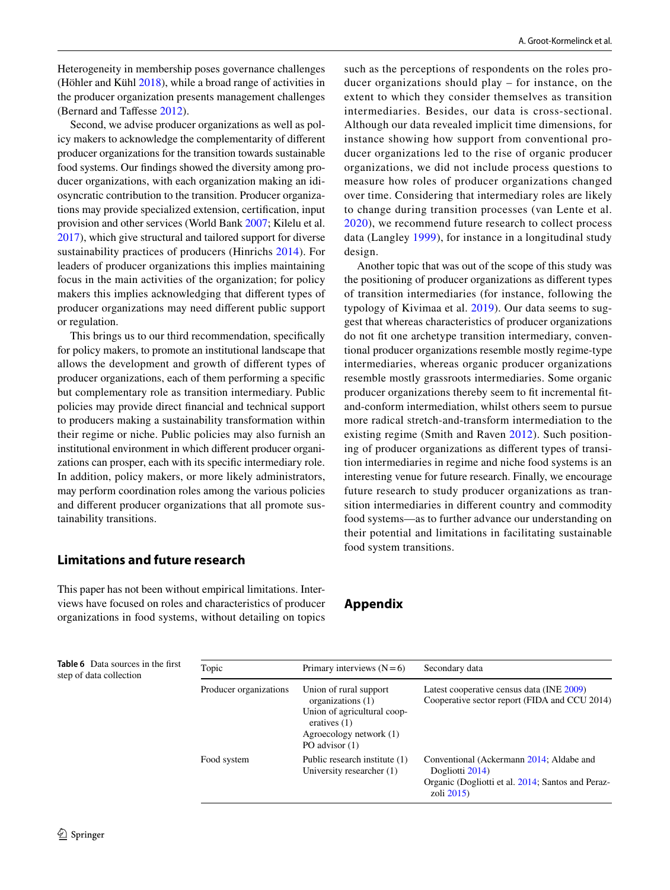Heterogeneity in membership poses governance challenges (Höhler and Kühl 2018), while a broad range of activities in the producer organization presents management challenges (Bernard and Taffesse 2012).

Second, we advise producer organizations as well as policy makers to acknowledge the complementarity of different producer organizations for the transition towards sustainable food systems. Our findings showed the diversity among producer organizations, with each organization making an idiosyncratic contribution to the transition. Producer organizations may provide specialized extension, certification, input provision and other services (World Bank 2007; Kilelu et al. 2017), which give structural and tailored support for diverse sustainability practices of producers (Hinrichs 2014). For leaders of producer organizations this implies maintaining focus in the main activities of the organization; for policy makers this implies acknowledging that different types of producer organizations may need different public support or regulation.

This brings us to our third recommendation, specifically for policy makers, to promote an institutional landscape that allows the development and growth of different types of producer organizations, each of them performing a specific but complementary role as transition intermediary. Public policies may provide direct financial and technical support to producers making a sustainability transformation within their regime or niche. Public policies may also furnish an institutional environment in which different producer organizations can prosper, each with its specific intermediary role. In addition, policy makers, or more likely administrators, may perform coordination roles among the various policies and different producer organizations that all promote sustainability transitions.

## Limitations and future research

This paper has not been without empirical limitations. Interviews have focused on roles and characteristics of producer organizations in food systems, without detailing on topics such as the perceptions of respondents on the roles producer organizations should play – for instance, on the extent to which they consider themselves as transition intermediaries. Besides, our data is cross-sectional. Although our data revealed implicit time dimensions, for instance showing how support from conventional producer organizations led to the rise of organic producer organizations, we did not include process questions to measure how roles of producer organizations changed over time. Considering that intermediary roles are likely to change during transition processes (van Lente et al. 2020), we recommend future research to collect process data (Langley 1999), for instance in a longitudinal study design.

Another topic that was out of the scope of this study was the positioning of producer organizations as different types of transition intermediaries (for instance, following the typology of Kivimaa et al. 2019). Our data seems to suggest that whereas characteristics of producer organizations do not fit one archetype transition intermediary, conventional producer organizations resemble mostly regime-type intermediaries, whereas organic producer organizations resemble mostly grassroots intermediaries. Some organic producer organizations thereby seem to fit incremental fit-and-conform intermediation, whilst others seem to pursue more radical stretch-and-transform intermediation to the existing regime (Smith and Raven 2012). Such positioning of producer organizations as different types of transition intermediaries in regime and niche food systems is an interesting venue for future research. Finally, we encourage future research to study producer organizations as transition intermediaries in different country and commodity food systems—as to further advance our understanding on their potential and limitations in facilitating sustainable food system transitions.

## Appendix

**Table 6** Data sources in the first step of data collection

| Topic | Primary interviews (N = 6) | Secondary data |
|---|---|---|
| Producer organizations | Union of rural support organizations (1)<br>Union of agricultural cooperatives (1)<br>Agroecology network (1)<br>PO advisor (1) | Latest cooperative census data (INE 2009)<br>Cooperative sector report (FIDA and CCU 2014) |
| Food system | Public research institute (1)<br>University researcher (1) | Conventional (Ackermann 2014; Aldabe and Dogliotti 2014)<br>Organic (Dogliotti et al. 2014; Santos and Perazzoli 2015) |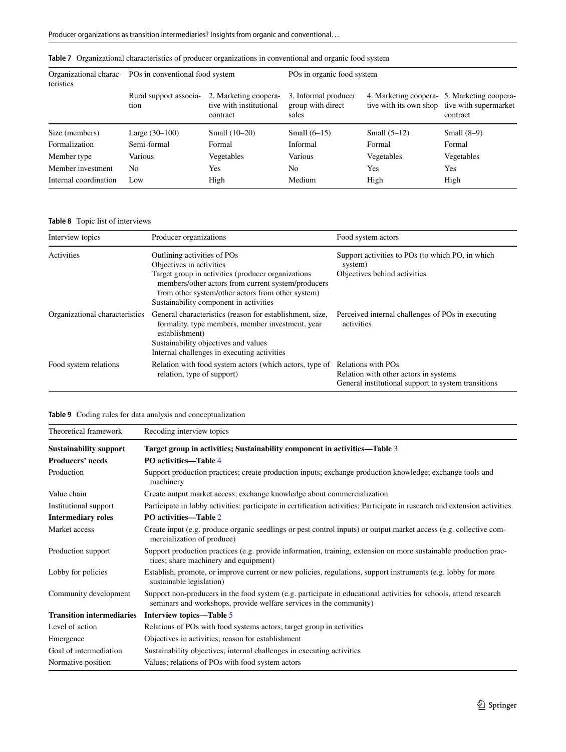**Table 7** Organizational characteristics of producer organizations in conventional and organic food system

| Organizational characteristics | POs in conventional food system | | POs in organic food system | | |
|---|---|---|---|---|---|
| | Rural support association | 2. Marketing cooperative with institutional contract | 3. Informal producer group with direct sales | 4. Marketing cooperative with its own shop | 5. Marketing cooperative with supermarket contract |
| Size (members) | Large (30–100) | Small (10–20) | Small (6–15) | Small (5–12) | Small (8–9) |
| Formalization | Semi-formal | Formal | Informal | Formal | Formal |
| Member type | Various | Vegetables | Various | Vegetables | Vegetables |
| Member investment | No | Yes | No | Yes | Yes |
| Internal coordination | Low | High | Medium | High | High |

**Table 8** Topic list of interviews

| Interview topics | Producer organizations | Food system actors |
|---|---|---|
| Activities | Outlining activities of POs<br>Objectives in activities<br>Target group in activities (producer organizations members/other actors from current system/producers from other system/other actors from other system)<br>Sustainability component in activities | Support activities to POs (to which PO, in which system)<br>Objectives behind activities |
| Organizational characteristics | General characteristics (reason for establishment, size, formality, type members, member investment, year establishment)<br>Sustainability objectives and values<br>Internal challenges in executing activities | Perceived internal challenges of POs in executing activities |
| Food system relations | Relation with food system actors (which actors, type of relation, type of support) | Relations with POs<br>Relation with other actors in systems<br>General institutional support to system transitions |

**Table 9** Coding rules for data analysis and conceptualization

| Theoretical framework | Recoding interview topics |
|---|---|
| **Sustainability support** | **Target group in activities; Sustainability component in activities—Table 3** |
| **Producers' needs** | **PO activities—Table 4** |
| Production | Support production practices; create production inputs; exchange production knowledge; exchange tools and machinery |
| Value chain | Create output market access; exchange knowledge about commercialization |
| Institutional support | Participate in lobby activities; participate in certification activities; Participate in research and extension activities |
| **Intermediary roles** | **PO activities—Table 2** |
| Market access | Create input (e.g. produce organic seedlings or pest control inputs) or output market access (e.g. collective commercialization of produce) |
| Production support | Support production practices (e.g. provide information, training, extension on more sustainable production practices; share machinery and equipment) |
| Lobby for policies | Establish, promote, or improve current or new policies, regulations, support instruments (e.g. lobby for more sustainable legislation) |
| Community development | Support non-producers in the food system (e.g. participate in educational activities for schools, attend research seminars and workshops, provide welfare services in the community) |
| **Transition intermediaries** | **Interview topics—Table 5** |
| Level of action | Relations of POs with food systems actors; target group in activities |
| Emergence | Objectives in activities; reason for establishment |
| Goal of intermediation | Sustainability objectives; internal challenges in executing activities |
| Normative position | Values; relations of POs with food system actors |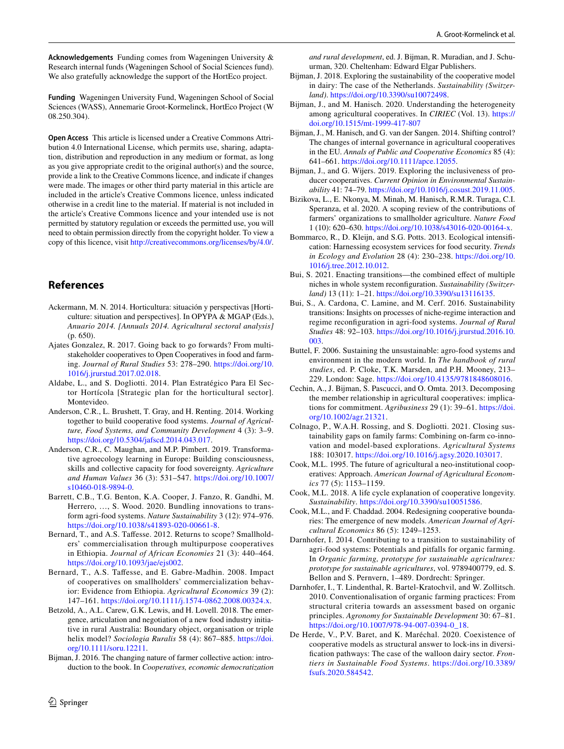**Acknowledgements** Funding comes from Wageningen University & Research internal funds (Wageningen School of Social Sciences fund). We also gratefully acknowledge the support of the HortEco project.

**Funding** Wageningen University Fund, Wageningen School of Social Sciences (WASS), Annemarie Groot-Kormelinck, HortEco Project (W 08.250.304).

**Open Access** This article is licensed under a Creative Commons Attribution 4.0 International License, which permits use, sharing, adaptation, distribution and reproduction in any medium or format, as long as you give appropriate credit to the original author(s) and the source, provide a link to the Creative Commons licence, and indicate if changes were made. The images or other third party material in this article are included in the article's Creative Commons licence, unless indicated otherwise in a credit line to the material. If material is not included in the article's Creative Commons licence and your intended use is not permitted by statutory regulation or exceeds the permitted use, you will need to obtain permission directly from the copyright holder. To view a copy of this licence, visit http://creativecommons.org/licenses/by/4.0/.

## References

Ackermann, M. N. 2014. Horticultura: situación y perspectivas [Horticulture: situation and perspectives]. In OPYPA & MGAP (Eds.), *Anuario 2014. [Annuals 2014. Agricultural sectoral analysis]* (p. 650).

Ajates Gonzalez, R. 2017. Going back to go forwards? From multi-stakeholder cooperatives to Open Cooperatives in food and farming. *Journal of Rural Studies* 53: 278–290. https://doi.org/10.1016/j.jrurstud.2017.02.018.

Aldabe, L., and S. Dogliotti. 2014. Plan Estratégico Para El Sector Hortícola [Strategic plan for the horticultural sector]. Montevideo.

Anderson, C.R., L. Brushett, T. Gray, and H. Renting. 2014. Working together to build cooperative food systems. *Journal of Agriculture, Food Systems, and Community Development* 4 (3): 3–9. https://doi.org/10.5304/jafscd.2014.043.017.

Anderson, C.R., C. Maughan, and M.P. Pimbert. 2019. Transformative agroecology learning in Europe: Building consciousness, skills and collective capacity for food sovereignty. *Agriculture and Human Values* 36 (3): 531–547. https://doi.org/10.1007/s10460-018-9894-0.

Barrett, C.B., T.G. Benton, K.A. Cooper, J. Fanzo, R. Gandhi, M. Herrero, …, S. Wood. 2020. Bundling innovations to transform agri-food systems. *Nature Sustainability* 3 (12): 974–976. https://doi.org/10.1038/s41893-020-00661-8.

Bernard, T., and A.S. Taffesse. 2012. Returns to scope? Smallholders' commercialisation through multipurpose cooperatives in Ethiopia. *Journal of African Economies* 21 (3): 440–464. https://doi.org/10.1093/jae/ejs002.

Bernard, T., A.S. Taffesse, and E. Gabre-Madhin. 2008. Impact of cooperatives on smallholders' commercialization behavior: Evidence from Ethiopia. *Agricultural Economics* 39 (2): 147–161. https://doi.org/10.1111/j.1574-0862.2008.00324.x.

Betzold, A., A.L. Carew, G.K. Lewis, and H. Lovell. 2018. The emergence, articulation and negotiation of a new food industry initiative in rural Australia: Boundary object, organisation or triple helix model? *Sociologia Ruralis* 58 (4): 867–885. https://doi.org/10.1111/soru.12211.

Bijman, J. 2016. The changing nature of farmer collective action: introduction to the book. In *Cooperatives, economic democratization and rural development*, ed. J. Bijman, R. Muradian, and J. Schuurman, 320. Cheltenham: Edward Elgar Publishers.

Bijman, J. 2018. Exploring the sustainability of the cooperative model in dairy: The case of the Netherlands. *Sustainability (Switzerland)*. https://doi.org/10.3390/su10072498.

Bijman, J., and M. Hanisch. 2020. Understanding the heterogeneity among agricultural cooperatives. In *CIRIEC* (Vol. 13). https://doi.org/10.1515/mt-1999-417-807

Bijman, J., M. Hanisch, and G. van der Sangen. 2014. Shifting control? The changes of internal governance in agricultural cooperatives in the EU. *Annals of Public and Cooperative Economics* 85 (4): 641–661. https://doi.org/10.1111/apce.12055.

Bijman, J., and G. Wijers. 2019. Exploring the inclusiveness of producer cooperatives. *Current Opinion in Environmental Sustainability* 41: 74–79. https://doi.org/10.1016/j.cosust.2019.11.005.

Bizikova, L., E. Nkonya, M. Minah, M. Hanisch, R.M.R. Turaga, C.I. Speranza, et al. 2020. A scoping review of the contributions of farmers' organizations to smallholder agriculture. *Nature Food* 1 (10): 620–630. https://doi.org/10.1038/s43016-020-00164-x.

Bommarco, R., D. Kleijn, and S.G. Potts. 2013. Ecological intensification: Harnessing ecosystem services for food security. *Trends in Ecology and Evolution* 28 (4): 230–238. https://doi.org/10.1016/j.tree.2012.10.012.

Bui, S. 2021. Enacting transitions—the combined effect of multiple niches in whole system reconfiguration. *Sustainability (Switzerland)* 13 (11): 1–21. https://doi.org/10.3390/su13116135.

Bui, S., A. Cardona, C. Lamine, and M. Cerf. 2016. Sustainability transitions: Insights on processes of niche-regime interaction and regime reconfiguration in agri-food systems. *Journal of Rural Studies* 48: 92–103. https://doi.org/10.1016/j.jrurstud.2016.10.003.

Buttel, F. 2006. Sustaining the unsustainable: agro-food systems and environment in the modern world. In *The handbook of rural studies*, ed. P. Cloke, T.K. Marsden, and P.H. Mooney, 213–229. London: Sage. https://doi.org/10.4135/9781848608016.

Cechin, A., J. Bijman, S. Pascucci, and O. Omta. 2013. Decomposing the member relationship in agricultural cooperatives: implications for commitment. *Agribusiness* 29 (1): 39–61. https://doi.org/10.1002/agr.21321.

Colnago, P., W.A.H. Rossing, and S. Dogliotti. 2021. Closing sustainability gaps on family farms: Combining on-farm co-innovation and model-based explorations. *Agricultural Systems* 188: 103017. https://doi.org/10.1016/j.agsy.2020.103017.

Cook, M.L. 1995. The future of agricultural a neo-institutional cooperatives: Approach. *American Journal of Agricultural Economics* 77 (5): 1153–1159.

Cook, M.L. 2018. A life cycle explanation of cooperative longevity. *Sustainability*. https://doi.org/10.3390/su10051586.

Cook, M.L., and F. Chaddad. 2004. Redesigning cooperative boundaries: The emergence of new models. *American Journal of Agricultural Economics* 86 (5): 1249–1253.

Darnhofer, I. 2014. Contributing to a transition to sustainability of agri-food systems: Potentials and pitfalls for organic farming. In *Organic farming, prototype for sustainable agricultures: prototype for sustainable agricultures*, vol. 9789400779, ed. S. Bellon and S. Pernvern, 1–489. Dordrecht: Springer.

Darnhofer, I., T. Lindenthal, R. Bartel-Kratochvil, and W. Zollitsch. 2010. Conventionalisation of organic farming practices: From structural criteria towards an assessment based on organic principles. *Agronomy for Sustainable Development* 30: 67–81. https://doi.org/10.1007/978-94-007-0394-0_18.

De Herde, V., P.V. Baret, and K. Maréchal. 2020. Coexistence of cooperative models as structural answer to lock-ins in diversification pathways: The case of the walloon dairy sector. *Frontiers in Sustainable Food Systems*. https://doi.org/10.3389/fsufs.2020.584542.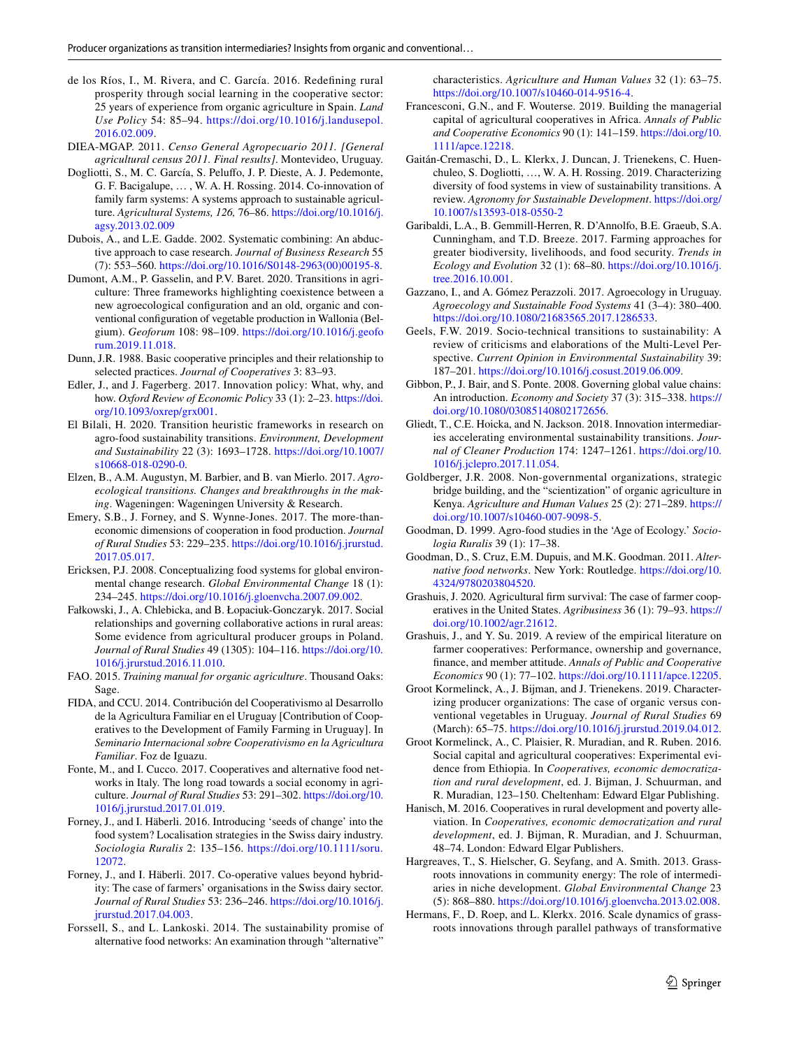de los Ríos, I., M. Rivera, and C. García. 2016. Redefining rural prosperity through social learning in the cooperative sector: 25 years of experience from organic agriculture in Spain. *Land Use Policy* 54: 85–94. https://doi.org/10.1016/j.landusepol.2016.02.009.

DIEA-MGAP. 2011. *Censo General Agropecuario 2011. [General agricultural census 2011. Final results]*. Montevideo, Uruguay.

Dogliotti, S., M. C. García, S. Peluffo, J. P. Dieste, A. J. Pedemonte, G. F. Bacigalupe, … , W. A. H. Rossing. 2014. Co-innovation of family farm systems: A systems approach to sustainable agriculture. *Agricultural Systems, 126,* 76–86. https://doi.org/10.1016/j.agsy.2013.02.009

Dubois, A., and L.E. Gadde. 2002. Systematic combining: An abductive approach to case research. *Journal of Business Research* 55 (7): 553–560. https://doi.org/10.1016/S0148-2963(00)00195-8.

Dumont, A.M., P. Gasselin, and P.V. Baret. 2020. Transitions in agriculture: Three frameworks highlighting coexistence between a new agroecological configuration and an old, organic and conventional configuration of vegetable production in Wallonia (Belgium). *Geoforum* 108: 98–109. https://doi.org/10.1016/j.geoforum.2019.11.018.

Dunn, J.R. 1988. Basic cooperative principles and their relationship to selected practices. *Journal of Cooperatives* 3: 83–93.

Edler, J., and J. Fagerberg. 2017. Innovation policy: What, why, and how. *Oxford Review of Economic Policy* 33 (1): 2–23. https://doi.org/10.1093/oxrep/grx001.

El Bilali, H. 2020. Transition heuristic frameworks in research on agro-food sustainability transitions. *Environment, Development and Sustainability* 22 (3): 1693–1728. https://doi.org/10.1007/s10668-018-0290-0.

Elzen, B., A.M. Augustyn, M. Barbier, and B. van Mierlo. 2017. *Agroecological transitions. Changes and breakthroughs in the making*. Wageningen: Wageningen University & Research.

Emery, S.B., J. Forney, and S. Wynne-Jones. 2017. The more-than-economic dimensions of cooperation in food production. *Journal of Rural Studies* 53: 229–235. https://doi.org/10.1016/j.jrurstud.2017.05.017.

Ericksen, P.J. 2008. Conceptualizing food systems for global environmental change research. *Global Environmental Change* 18 (1): 234–245. https://doi.org/10.1016/j.gloenvcha.2007.09.002.

Fałkowski, J., A. Chlebicka, and B. Łopaciuk-Gonczaryk. 2017. Social relationships and governing collaborative actions in rural areas: Some evidence from agricultural producer groups in Poland. *Journal of Rural Studies* 49 (1305): 104–116. https://doi.org/10.1016/j.jrurstud.2016.11.010.

FAO. 2015. *Training manual for organic agriculture*. Thousand Oaks: Sage.

FIDA, and CCU. 2014. Contribución del Cooperativismo al Desarrollo de la Agricultura Familiar en el Uruguay [Contribution of Cooperatives to the Development of Family Farming in Uruguay]. In *Seminario Internacional sobre Cooperativismo en la Agricultura Familiar*. Foz de Iguazu.

Fonte, M., and I. Cucco. 2017. Cooperatives and alternative food networks in Italy. The long road towards a social economy in agriculture. *Journal of Rural Studies* 53: 291–302. https://doi.org/10.1016/j.jrurstud.2017.01.019.

Forney, J., and I. Häberli. 2016. Introducing 'seeds of change' into the food system? Localisation strategies in the Swiss dairy industry. *Sociologia Ruralis* 2: 135–156. https://doi.org/10.1111/soru.12072.

Forney, J., and I. Häberli. 2017. Co-operative values beyond hybridity: The case of farmers' organisations in the Swiss dairy sector. *Journal of Rural Studies* 53: 236–246. https://doi.org/10.1016/j.jrurstud.2017.04.003.

Forssell, S., and L. Lankoski. 2014. The sustainability promise of alternative food networks: An examination through "alternative" characteristics. *Agriculture and Human Values* 32 (1): 63–75. https://doi.org/10.1007/s10460-014-9516-4.

Francesconi, G.N., and F. Wouterse. 2019. Building the managerial capital of agricultural cooperatives in Africa. *Annals of Public and Cooperative Economics* 90 (1): 141–159. https://doi.org/10.1111/apce.12218.

Gaitán-Cremaschi, D., L. Klerkx, J. Duncan, J. Trienekens, C. Huenchuleo, S. Dogliotti, …, W. A. H. Rossing. 2019. Characterizing diversity of food systems in view of sustainability transitions. A review. *Agronomy for Sustainable Development*. https://doi.org/10.1007/s13593-018-0550-2

Garibaldi, L.A., B. Gemmill-Herren, R. D'Annolfo, B.E. Graeub, S.A. Cunningham, and T.D. Breeze. 2017. Farming approaches for greater biodiversity, livelihoods, and food security. *Trends in Ecology and Evolution* 32 (1): 68–80. https://doi.org/10.1016/j.tree.2016.10.001.

Gazzano, I., and A. Gómez Perazzoli. 2017. Agroecology in Uruguay. *Agroecology and Sustainable Food Systems* 41 (3–4): 380–400. https://doi.org/10.1080/21683565.2017.1286533.

Geels, F.W. 2019. Socio-technical transitions to sustainability: A review of criticisms and elaborations of the Multi-Level Perspective. *Current Opinion in Environmental Sustainability* 39: 187–201. https://doi.org/10.1016/j.cosust.2019.06.009.

Gibbon, P., J. Bair, and S. Ponte. 2008. Governing global value chains: An introduction. *Economy and Society* 37 (3): 315–338. https://doi.org/10.1080/03085140802172656.

Gliedt, T., C.E. Hoicka, and N. Jackson. 2018. Innovation intermediaries accelerating environmental sustainability transitions. *Journal of Cleaner Production* 174: 1247–1261. https://doi.org/10.1016/j.jclepro.2017.11.054.

Goldberger, J.R. 2008. Non-governmental organizations, strategic bridge building, and the "scientization" of organic agriculture in Kenya. *Agriculture and Human Values* 25 (2): 271–289. https://doi.org/10.1007/s10460-007-9098-5.

Goodman, D. 1999. Agro-food studies in the 'Age of Ecology.' *Sociologia Ruralis* 39 (1): 17–38.

Goodman, D., S. Cruz, E.M. Dupuis, and M.K. Goodman. 2011. *Alternative food networks*. New York: Routledge. https://doi.org/10.4324/9780203804520.

Grashuis, J. 2020. Agricultural firm survival: The case of farmer cooperatives in the United States. *Agribusiness* 36 (1): 79–93. https://doi.org/10.1002/agr.21612.

Grashuis, J., and Y. Su. 2019. A review of the empirical literature on farmer cooperatives: Performance, ownership and governance, finance, and member attitude. *Annals of Public and Cooperative Economics* 90 (1): 77–102. https://doi.org/10.1111/apce.12205.

Groot Kormelinck, A., J. Bijman, and J. Trienekens. 2019. Characterizing producer organizations: The case of organic versus conventional vegetables in Uruguay. *Journal of Rural Studies* 69 (March): 65–75. https://doi.org/10.1016/j.jrurstud.2019.04.012.

Groot Kormelinck, A., C. Plaisier, R. Muradian, and R. Ruben. 2016. Social capital and agricultural cooperatives: Experimental evidence from Ethiopia. In *Cooperatives, economic democratization and rural development*, ed. J. Bijman, J. Schuurman, and R. Muradian, 123–150. Cheltenham: Edward Elgar Publishing.

Hanisch, M. 2016. Cooperatives in rural development and poverty alleviation. In *Cooperatives, economic democratization and rural development*, ed. J. Bijman, R. Muradian, and J. Schuurman, 48–74. London: Edward Elgar Publishers.

Hargreaves, T., S. Hielscher, G. Seyfang, and A. Smith. 2013. Grassroots innovations in community energy: The role of intermediaries in niche development. *Global Environmental Change* 23 (5): 868–880. https://doi.org/10.1016/j.gloenvcha.2013.02.008.

Hermans, F., D. Roep, and L. Klerkx. 2016. Scale dynamics of grassroots innovations through parallel pathways of transformative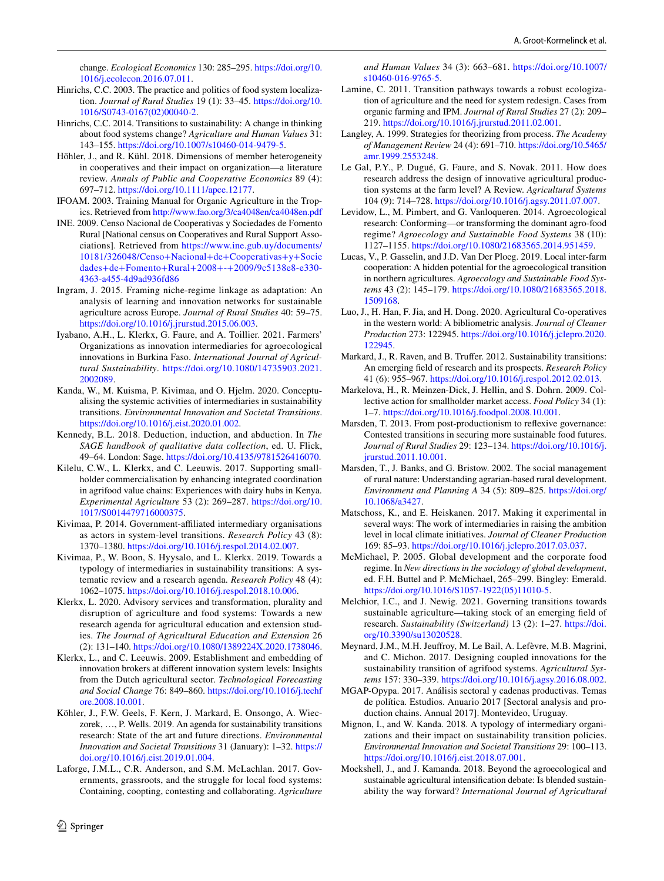change. *Ecological Economics* 130: 285–295. https://doi.org/10.1016/j.ecolecon.2016.07.011.

Hinrichs, C.C. 2003. The practice and politics of food system localization. *Journal of Rural Studies* 19 (1): 33–45. https://doi.org/10.1016/S0743-0167(02)00040-2.

Hinrichs, C.C. 2014. Transitions to sustainability: A change in thinking about food systems change? *Agriculture and Human Values* 31: 143–155. https://doi.org/10.1007/s10460-014-9479-5.

Höhler, J., and R. Kühl. 2018. Dimensions of member heterogeneity in cooperatives and their impact on organization—a literature review. *Annals of Public and Cooperative Economics* 89 (4): 697–712. https://doi.org/10.1111/apce.12177.

IFOAM. 2003. Training Manual for Organic Agriculture in the Tropics. Retrieved from http://www.fao.org/3/ca4048en/ca4048en.pdf

INE. 2009. Censo Nacional de Cooperativas y Sociedades de Fomento Rural [National census on Cooperatives and Rural Support Associations]. Retrieved from https://www.ine.gub.uy/documents/10181/326048/Censo+Nacional+de+Cooperativas+y+Sociedades+de+Fomento+Rural+2008+-+2009/9c5138e8-e330-4363-a455-4d9ad936fd86

Ingram, J. 2015. Framing niche-regime linkage as adaptation: An analysis of learning and innovation networks for sustainable agriculture across Europe. *Journal of Rural Studies* 40: 59–75. https://doi.org/10.1016/j.jrurstud.2015.06.003.

Iyabano, A.H., L. Klerkx, G. Faure, and A. Toillier. 2021. Farmers' Organizations as innovation intermediaries for agroecological innovations in Burkina Faso. *International Journal of Agricultural Sustainability*. https://doi.org/10.1080/14735903.2021.2002089.

Kanda, W., M. Kuisma, P. Kivimaa, and O. Hjelm. 2020. Conceptualising the systemic activities of intermediaries in sustainability transitions. *Environmental Innovation and Societal Transitions*. https://doi.org/10.1016/j.eist.2020.01.002.

Kennedy, B.L. 2018. Deduction, induction, and abduction. In *The SAGE handbook of qualitative data collection*, ed. U. Flick, 49–64. London: Sage. https://doi.org/10.4135/9781526416070.

Kilelu, C.W., L. Klerkx, and C. Leeuwis. 2017. Supporting smallholder commercialisation by enhancing integrated coordination in agrifood value chains: Experiences with dairy hubs in Kenya. *Experimental Agriculture* 53 (2): 269–287. https://doi.org/10.1017/S0014479716000375.

Kivimaa, P. 2014. Government-affiliated intermediary organisations as actors in system-level transitions. *Research Policy* 43 (8): 1370–1380. https://doi.org/10.1016/j.respol.2014.02.007.

Kivimaa, P., W. Boon, S. Hyysalo, and L. Klerkx. 2019. Towards a typology of intermediaries in sustainability transitions: A systematic review and a research agenda. *Research Policy* 48 (4): 1062–1075. https://doi.org/10.1016/j.respol.2018.10.006.

Klerkx, L. 2020. Advisory services and transformation, plurality and disruption of agriculture and food systems: Towards a new research agenda for agricultural education and extension studies. *The Journal of Agricultural Education and Extension* 26 (2): 131–140. https://doi.org/10.1080/1389224X.2020.1738046.

Klerkx, L., and C. Leeuwis. 2009. Establishment and embedding of innovation brokers at different innovation system levels: Insights from the Dutch agricultural sector. *Technological Forecasting and Social Change* 76: 849–860. https://doi.org/10.1016/j.techfore.2008.10.001.

Köhler, J., F.W. Geels, F. Kern, J. Markard, E. Onsongo, A. Wieczorek, …, P. Wells. 2019. An agenda for sustainability transitions research: State of the art and future directions. *Environmental Innovation and Societal Transitions* 31 (January): 1–32. https://doi.org/10.1016/j.eist.2019.01.004.

Laforge, J.M.L., C.R. Anderson, and S.M. McLachlan. 2017. Governments, grassroots, and the struggle for local food systems: Containing, coopting, contesting and collaborating. *Agriculture and Human Values* 34 (3): 663–681. https://doi.org/10.1007/s10460-016-9765-5.

Lamine, C. 2011. Transition pathways towards a robust ecologization of agriculture and the need for system redesign. Cases from organic farming and IPM. *Journal of Rural Studies* 27 (2): 209–219. https://doi.org/10.1016/j.jrurstud.2011.02.001.

Langley, A. 1999. Strategies for theorizing from process. *The Academy of Management Review* 24 (4): 691–710. https://doi.org/10.5465/amr.1999.2553248.

Le Gal, P.Y., P. Dugué, G. Faure, and S. Novak. 2011. How does research address the design of innovative agricultural production systems at the farm level? A Review. *Agricultural Systems* 104 (9): 714–728. https://doi.org/10.1016/j.agsy.2011.07.007.

Levidow, L., M. Pimbert, and G. Vanloqueren. 2014. Agroecological research: Conforming—or transforming the dominant agro-food regime? *Agroecology and Sustainable Food Systems* 38 (10): 1127–1155. https://doi.org/10.1080/21683565.2014.951459.

Lucas, V., P. Gasselin, and J.D. Van Der Ploeg. 2019. Local inter-farm cooperation: A hidden potential for the agroecological transition in northern agricultures. *Agroecology and Sustainable Food Systems* 43 (2): 145–179. https://doi.org/10.1080/21683565.2018.1509168.

Luo, J., H. Han, F. Jia, and H. Dong. 2020. Agricultural Co-operatives in the western world: A bibliometric analysis. *Journal of Cleaner Production* 273: 122945. https://doi.org/10.1016/j.jclepro.2020.122945.

Markard, J., R. Raven, and B. Truffer. 2012. Sustainability transitions: An emerging field of research and its prospects. *Research Policy* 41 (6): 955–967. https://doi.org/10.1016/j.respol.2012.02.013.

Markelova, H., R. Meinzen-Dick, J. Hellin, and S. Dohrn. 2009. Collective action for smallholder market access. *Food Policy* 34 (1): 1–7. https://doi.org/10.1016/j.foodpol.2008.10.001.

Marsden, T. 2013. From post-productionism to reflexive governance: Contested transitions in securing more sustainable food futures. *Journal of Rural Studies* 29: 123–134. https://doi.org/10.1016/j.jrurstud.2011.10.001.

Marsden, T., J. Banks, and G. Bristow. 2002. The social management of rural nature: Understanding agrarian-based rural development. *Environment and Planning A* 34 (5): 809–825. https://doi.org/10.1068/a3427.

Matschoss, K., and E. Heiskanen. 2017. Making it experimental in several ways: The work of intermediaries in raising the ambition level in local climate initiatives. *Journal of Cleaner Production* 169: 85–93. https://doi.org/10.1016/j.jclepro.2017.03.037.

McMichael, P. 2005. Global development and the corporate food regime. In *New directions in the sociology of global development*, ed. F.H. Buttel and P. McMichael, 265–299. Bingley: Emerald. https://doi.org/10.1016/S1057-1922(05)11010-5.

Melchior, I.C., and J. Newig. 2021. Governing transitions towards sustainable agriculture—taking stock of an emerging field of research. *Sustainability (Switzerland)* 13 (2): 1–27. https://doi.org/10.3390/su13020528.

Meynard, J.M., M.H. Jeuffroy, M. Le Bail, A. Lefèvre, M.B. Magrini, and C. Michon. 2017. Designing coupled innovations for the sustainability transition of agrifood systems. *Agricultural Systems* 157: 330–339. https://doi.org/10.1016/j.agsy.2016.08.002.

MGAP-Opypa. 2017. Análisis sectoral y cadenas productivas. Temas de política. Estudios. Anuario 2017 [Sectoral analysis and production chains. Annual 2017]. Montevideo, Uruguay.

Mignon, I., and W. Kanda. 2018. A typology of intermediary organizations and their impact on sustainability transition policies. *Environmental Innovation and Societal Transitions* 29: 100–113. https://doi.org/10.1016/j.eist.2018.07.001.

Mockshell, J., and J. Kamanda. 2018. Beyond the agroecological and sustainable agricultural intensification debate: Is blended sustainability the way forward? *International Journal of Agricultural*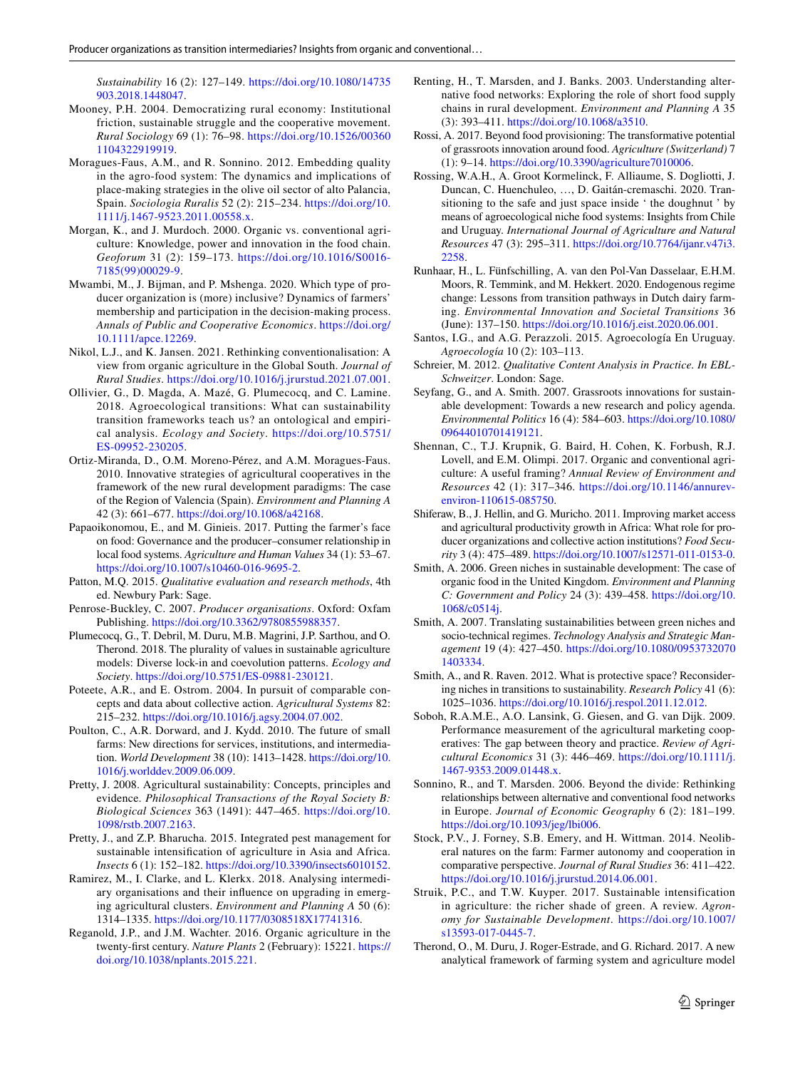*Sustainability* 16 (2): 127–149. https://doi.org/10.1080/14735903.2018.1448047.

Mooney, P.H. 2004. Democratizing rural economy: Institutional friction, sustainable struggle and the cooperative movement. *Rural Sociology* 69 (1): 76–98. https://doi.org/10.1526/003601104322919919.

Moragues-Faus, A.M., and R. Sonnino. 2012. Embedding quality in the agro-food system: The dynamics and implications of place-making strategies in the olive oil sector of alto Palancia, Spain. *Sociologia Ruralis* 52 (2): 215–234. https://doi.org/10.1111/j.1467-9523.2011.00558.x.

Morgan, K., and J. Murdoch. 2000. Organic vs. conventional agriculture: Knowledge, power and innovation in the food chain. *Geoforum* 31 (2): 159–173. https://doi.org/10.1016/S0016-7185(99)00029-9.

Mwambi, M., J. Bijman, and P. Mshenga. 2020. Which type of producer organization is (more) inclusive? Dynamics of farmers' membership and participation in the decision-making process. *Annals of Public and Cooperative Economics*. https://doi.org/10.1111/apce.12269.

Nikol, L.J., and K. Jansen. 2021. Rethinking conventionalisation: A view from organic agriculture in the Global South. *Journal of Rural Studies*. https://doi.org/10.1016/j.jrurstud.2021.07.001.

Ollivier, G., D. Magda, A. Mazé, G. Plumecocq, and C. Lamine. 2018. Agroecological transitions: What can sustainability transition frameworks teach us? an ontological and empirical analysis. *Ecology and Society*. https://doi.org/10.5751/ES-09952-230205.

Ortiz-Miranda, D., O.M. Moreno-Pérez, and A.M. Moragues-Faus. 2010. Innovative strategies of agricultural cooperatives in the framework of the new rural development paradigms: The case of the Region of Valencia (Spain). *Environment and Planning A* 42 (3): 661–677. https://doi.org/10.1068/a42168.

Papaoikonomou, E., and M. Ginieis. 2017. Putting the farmer's face on food: Governance and the producer–consumer relationship in local food systems. *Agriculture and Human Values* 34 (1): 53–67. https://doi.org/10.1007/s10460-016-9695-2.

Patton, M.Q. 2015. *Qualitative evaluation and research methods*, 4th ed. Newbury Park: Sage.

Penrose-Buckley, C. 2007. *Producer organisations*. Oxford: Oxfam Publishing. https://doi.org/10.3362/9780855988357.

Plumecocq, G., T. Debril, M. Duru, M.B. Magrini, J.P. Sarthou, and O. Therond. 2018. The plurality of values in sustainable agriculture models: Diverse lock-in and coevolution patterns. *Ecology and Society*. https://doi.org/10.5751/ES-09881-230121.

Poteete, A.R., and E. Ostrom. 2004. In pursuit of comparable concepts and data about collective action. *Agricultural Systems* 82: 215–232. https://doi.org/10.1016/j.agsy.2004.07.002.

Poulton, C., A.R. Dorward, and J. Kydd. 2010. The future of small farms: New directions for services, institutions, and intermediation. *World Development* 38 (10): 1413–1428. https://doi.org/10.1016/j.worlddev.2009.06.009.

Pretty, J. 2008. Agricultural sustainability: Concepts, principles and evidence. *Philosophical Transactions of the Royal Society B: Biological Sciences* 363 (1491): 447–465. https://doi.org/10.1098/rstb.2007.2163.

Pretty, J., and Z.P. Bharucha. 2015. Integrated pest management for sustainable intensification of agriculture in Asia and Africa. *Insects* 6 (1): 152–182. https://doi.org/10.3390/insects6010152.

Ramirez, M., I. Clarke, and L. Klerkx. 2018. Analysing intermediary organisations and their influence on upgrading in emerging agricultural clusters. *Environment and Planning A* 50 (6): 1314–1335. https://doi.org/10.1177/0308518X17741316.

Reganold, J.P., and J.M. Wachter. 2016. Organic agriculture in the twenty-first century. *Nature Plants* 2 (February): 15221. https://doi.org/10.1038/nplants.2015.221.

Renting, H., T. Marsden, and J. Banks. 2003. Understanding alternative food networks: Exploring the role of short food supply chains in rural development. *Environment and Planning A* 35 (3): 393–411. https://doi.org/10.1068/a3510.

Rossi, A. 2017. Beyond food provisioning: The transformative potential of grassroots innovation around food. *Agriculture (Switzerland)* 7 (1): 9–14. https://doi.org/10.3390/agriculture7010006.

Rossing, W.A.H., A. Groot Kormelinck, F. Alliaume, S. Dogliotti, J. Duncan, C. Huenchuleo, …, D. Gaitán-cremaschi. 2020. Transitioning to the safe and just space inside ' the doughnut ' by means of agroecological niche food systems: Insights from Chile and Uruguay. *International Journal of Agriculture and Natural Resources* 47 (3): 295–311. https://doi.org/10.7764/ijanr.v47i3.2258.

Runhaar, H., L. Fünfschilling, A. van den Pol-Van Dasselaar, E.H.M. Moors, R. Temmink, and M. Hekkert. 2020. Endogenous regime change: Lessons from transition pathways in Dutch dairy farming. *Environmental Innovation and Societal Transitions* 36 (June): 137–150. https://doi.org/10.1016/j.eist.2020.06.001.

Santos, I.G., and A.G. Perazzoli. 2015. Agroecología En Uruguay. *Agroecología* 10 (2): 103–113.

Schreier, M. 2012. *Qualitative Content Analysis in Practice. In EBL-Schweitzer*. London: Sage.

Seyfang, G., and A. Smith. 2007. Grassroots innovations for sustainable development: Towards a new research and policy agenda. *Environmental Politics* 16 (4): 584–603. https://doi.org/10.1080/09644010701419121.

Shennan, C., T.J. Krupnik, G. Baird, H. Cohen, K. Forbush, R.J. Lovell, and E.M. Olimpi. 2017. Organic and conventional agriculture: A useful framing? *Annual Review of Environment and Resources* 42 (1): 317–346. https://doi.org/10.1146/annurev-environ-110615-085750.

Shiferaw, B., J. Hellin, and G. Muricho. 2011. Improving market access and agricultural productivity growth in Africa: What role for producer organizations and collective action institutions? *Food Security* 3 (4): 475–489. https://doi.org/10.1007/s12571-011-0153-0.

Smith, A. 2006. Green niches in sustainable development: The case of organic food in the United Kingdom. *Environment and Planning C: Government and Policy* 24 (3): 439–458. https://doi.org/10.1068/c0514j.

Smith, A. 2007. Translating sustainabilities between green niches and socio-technical regimes. *Technology Analysis and Strategic Management* 19 (4): 427–450. https://doi.org/10.1080/09537320701403334.

Smith, A., and R. Raven. 2012. What is protective space? Reconsidering niches in transitions to sustainability. *Research Policy* 41 (6): 1025–1036. https://doi.org/10.1016/j.respol.2011.12.012.

Soboh, R.A.M.E., A.O. Lansink, G. Giesen, and G. van Dijk. 2009. Performance measurement of the agricultural marketing cooperatives: The gap between theory and practice. *Review of Agricultural Economics* 31 (3): 446–469. https://doi.org/10.1111/j.1467-9353.2009.01448.x.

Sonnino, R., and T. Marsden. 2006. Beyond the divide: Rethinking relationships between alternative and conventional food networks in Europe. *Journal of Economic Geography* 6 (2): 181–199. https://doi.org/10.1093/jeg/lbi006.

Stock, P.V., J. Forney, S.B. Emery, and H. Wittman. 2014. Neoliberal natures on the farm: Farmer autonomy and cooperation in comparative perspective. *Journal of Rural Studies* 36: 411–422. https://doi.org/10.1016/j.jrurstud.2014.06.001.

Struik, P.C., and T.W. Kuyper. 2017. Sustainable intensification in agriculture: the richer shade of green. A review. *Agronomy for Sustainable Development*. https://doi.org/10.1007/s13593-017-0445-7.

Therond, O., M. Duru, J. Roger-Estrade, and G. Richard. 2017. A new analytical framework of farming system and agriculture model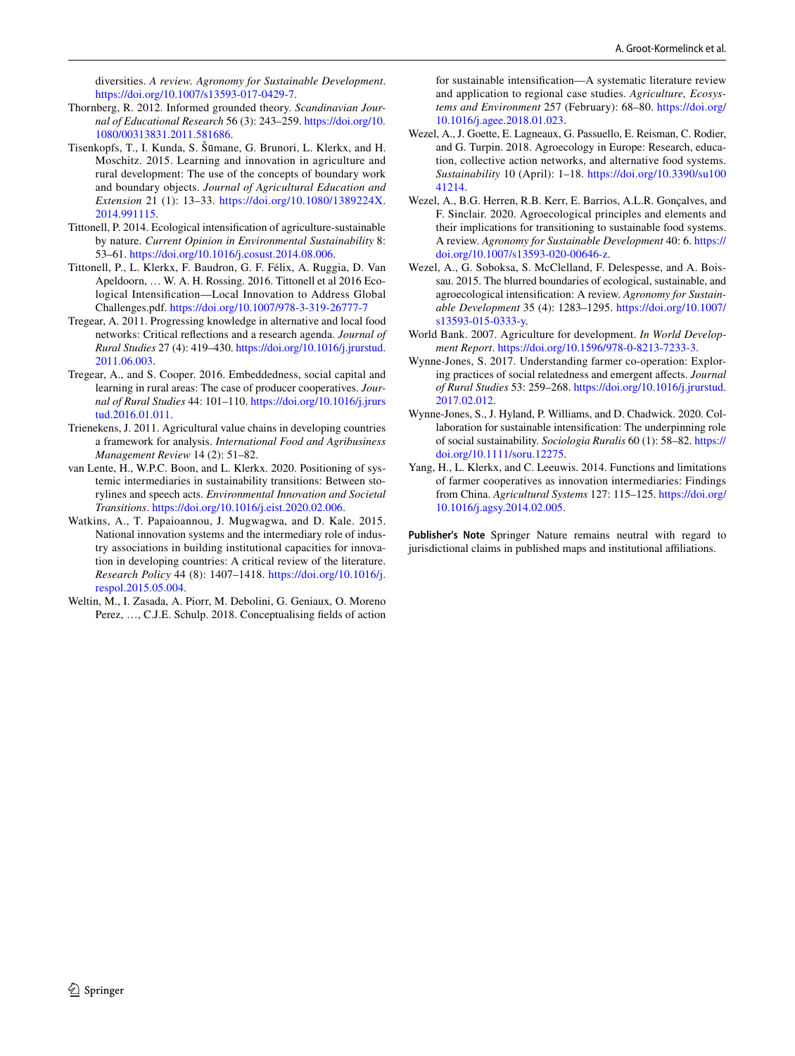diversities. *A review. Agronomy for Sustainable Development*. https://doi.org/10.1007/s13593-017-0429-7.

Thornberg, R. 2012. Informed grounded theory. *Scandinavian Journal of Educational Research* 56 (3): 243–259. https://doi.org/10.1080/00313831.2011.581686.

Tisenkopfs, T., I. Kunda, S. Šūmane, G. Brunori, L. Klerkx, and H. Moschitz. 2015. Learning and innovation in agriculture and rural development: The use of the concepts of boundary work and boundary objects. *Journal of Agricultural Education and Extension* 21 (1): 13–33. https://doi.org/10.1080/1389224X.2014.991115.

Tittonell, P. 2014. Ecological intensification of agriculture-sustainable by nature. *Current Opinion in Environmental Sustainability* 8: 53–61. https://doi.org/10.1016/j.cosust.2014.08.006.

Tittonell, P., L. Klerkx, F. Baudron, G. F. Félix, A. Ruggia, D. Van Apeldoorn, … W. A. H. Rossing. 2016. Tittonell et al 2016 Ecological Intensification—Local Innovation to Address Global Challenges.pdf. https://doi.org/10.1007/978-3-319-26777-7

Tregear, A. 2011. Progressing knowledge in alternative and local food networks: Critical reflections and a research agenda. *Journal of Rural Studies* 27 (4): 419–430. https://doi.org/10.1016/j.jrurstud.2011.06.003.

Tregear, A., and S. Cooper. 2016. Embeddedness, social capital and learning in rural areas: The case of producer cooperatives. *Journal of Rural Studies* 44: 101–110. https://doi.org/10.1016/j.jrurstud.2016.01.011.

Trienekens, J. 2011. Agricultural value chains in developing countries a framework for analysis. *International Food and Agribusiness Management Review* 14 (2): 51–82.

van Lente, H., W.P.C. Boon, and L. Klerkx. 2020. Positioning of systemic intermediaries in sustainability transitions: Between storylines and speech acts. *Environmental Innovation and Societal Transitions*. https://doi.org/10.1016/j.eist.2020.02.006.

Watkins, A., T. Papaioannou, J. Mugwagwa, and D. Kale. 2015. National innovation systems and the intermediary role of industry associations in building institutional capacities for innovation in developing countries: A critical review of the literature. *Research Policy* 44 (8): 1407–1418. https://doi.org/10.1016/j.respol.2015.05.004.

Weltin, M., I. Zasada, A. Piorr, M. Debolini, G. Geniaux, O. Moreno Perez, …, C.J.E. Schulp. 2018. Conceptualising fields of action for sustainable intensification—A systematic literature review and application to regional case studies. *Agriculture, Ecosystems and Environment* 257 (February): 68–80. https://doi.org/10.1016/j.agee.2018.01.023.

Wezel, A., J. Goette, E. Lagneaux, G. Passuello, E. Reisman, C. Rodier, and G. Turpin. 2018. Agroecology in Europe: Research, education, collective action networks, and alternative food systems. *Sustainability* 10 (April): 1–18. https://doi.org/10.3390/su10041214.

Wezel, A., B.G. Herren, R.B. Kerr, E. Barrios, A.L.R. Gonçalves, and F. Sinclair. 2020. Agroecological principles and elements and their implications for transitioning to sustainable food systems. A review. *Agronomy for Sustainable Development* 40: 6. https://doi.org/10.1007/s13593-020-00646-z.

Wezel, A., G. Soboksa, S. McClelland, F. Delespesse, and A. Boissau. 2015. The blurred boundaries of ecological, sustainable, and agroecological intensification: A review. *Agronomy for Sustainable Development* 35 (4): 1283–1295. https://doi.org/10.1007/s13593-015-0333-y.

World Bank. 2007. Agriculture for development. *In World Development Report*. https://doi.org/10.1596/978-0-8213-7233-3.

Wynne-Jones, S. 2017. Understanding farmer co-operation: Exploring practices of social relatedness and emergent affects. *Journal of Rural Studies* 53: 259–268. https://doi.org/10.1016/j.jrurstud.2017.02.012.

Wynne-Jones, S., J. Hyland, P. Williams, and D. Chadwick. 2020. Collaboration for sustainable intensification: The underpinning role of social sustainability. *Sociologia Ruralis* 60 (1): 58–82. https://doi.org/10.1111/soru.12275.

Yang, H., L. Klerkx, and C. Leeuwis. 2014. Functions and limitations of farmer cooperatives as innovation intermediaries: Findings from China. *Agricultural Systems* 127: 115–125. https://doi.org/10.1016/j.agsy.2014.02.005.

**Publisher's Note** Springer Nature remains neutral with regard to jurisdictional claims in published maps and institutional affiliations.